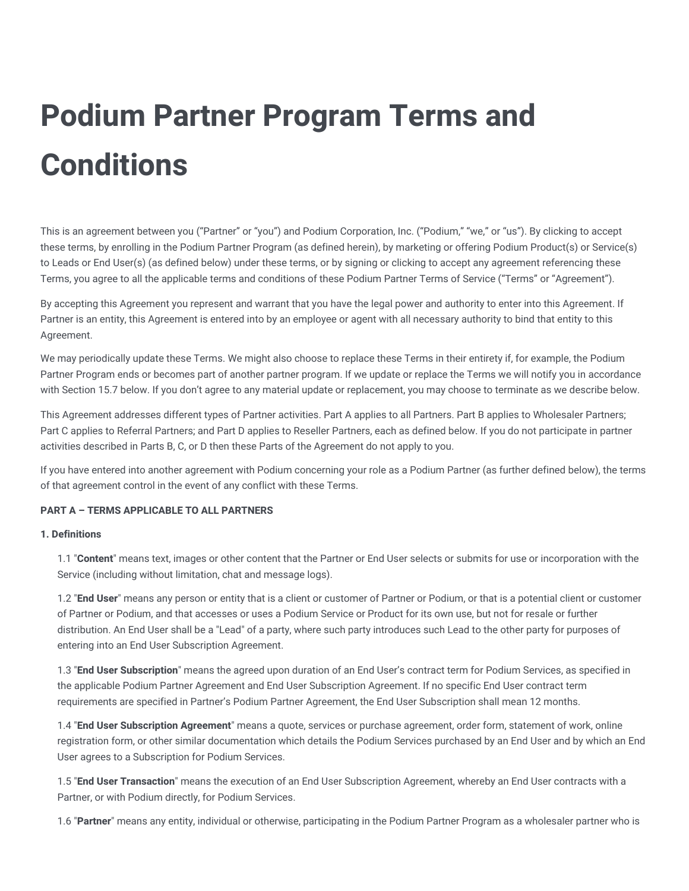# Podium Partner Program Terms and Conditions

This is an agreement between you ("Partner" or "you") and Podium Corporation, Inc. ("Podium," "we," or "us"). By clicking to accept these terms, by enrolling in the Podium Partner Program (as defined herein), by marketing or offering Podium Product(s) or Service(s) to Leads or End User(s) (as defined below) under these terms, or by signing or clicking to accept any agreement referencing these Terms, you agree to all the applicable terms and conditions of these Podium Partner Terms of Service ("Terms" or "Agreement").

By accepting this Agreement you represent and warrant that you have the legal power and authority to enter into this Agreement. If Partner is an entity, this Agreement is entered into by an employee or agent with all necessary authority to bind that entity to this Agreement.

We may periodically update these Terms. We might also choose to replace these Terms in their entirety if, for example, the Podium Partner Program ends or becomes part of another partner program. If we update or replace the Terms we will notify you in accordance with Section 15.7 below. If you don't agree to any material update or replacement, you may choose to terminate as we describe below.

This Agreement addresses different types of Partner activities. Part A applies to all Partners. Part B applies to Wholesaler Partners; Part C applies to Referral Partners; and Part D applies to Reseller Partners, each as defined below. If you do not participate in partner activities described in Parts B, C, or D then these Parts of the Agreement do not apply to you.

If you have entered into another agreement with Podium concerning your role as a Podium Partner (as further defined below), the terms of that agreement control in the event of any conflict with these Terms.

**PART A – TERMS APPLICABLE TO ALL PARTNERS**

**1. Definitions**

1.1 "**Content**" means text, images or other content that the Partner or End User selects or submits for use or incorporation with the Service (including without limitation, chat and message logs).

1.2 "**End User**" means any person or entity that is a client or customer of Partner or Podium, or that is a potential client or customer of Partner or Podium, and that accesses or uses a Podium Service or Product for its own use, but not for resale or further distribution. An End User shall be a "Lead" of a party, where such party introduces such Lead to the other party for purposes of entering into an End User Subscription Agreement.

1.3 "**End User Subscription**" means the agreed upon duration of an End User's contract term for Podium Services, as specified in the applicable Podium Partner Agreement and End User Subscription Agreement. If no specific End User contract term requirements are specified in Partner's Podium Partner Agreement, the End User Subscription shall mean 12 months.

1.4 "**End User Subscription Agreement**" means a quote, services or purchase agreement, order form, statement of work, online registration form, or other similar documentation which details the Podium Services purchased by an End User and by which an End User agrees to a Subscription for Podium Services.

1.5 "**End User Transaction**" means the execution of an End User Subscription Agreement, whereby an End User contracts with a Partner, or with Podium directly, for Podium Services.

1.6 "**Partner**" means any entity, individual or otherwise, participating in the Podium Partner Program as a wholesaler partner who is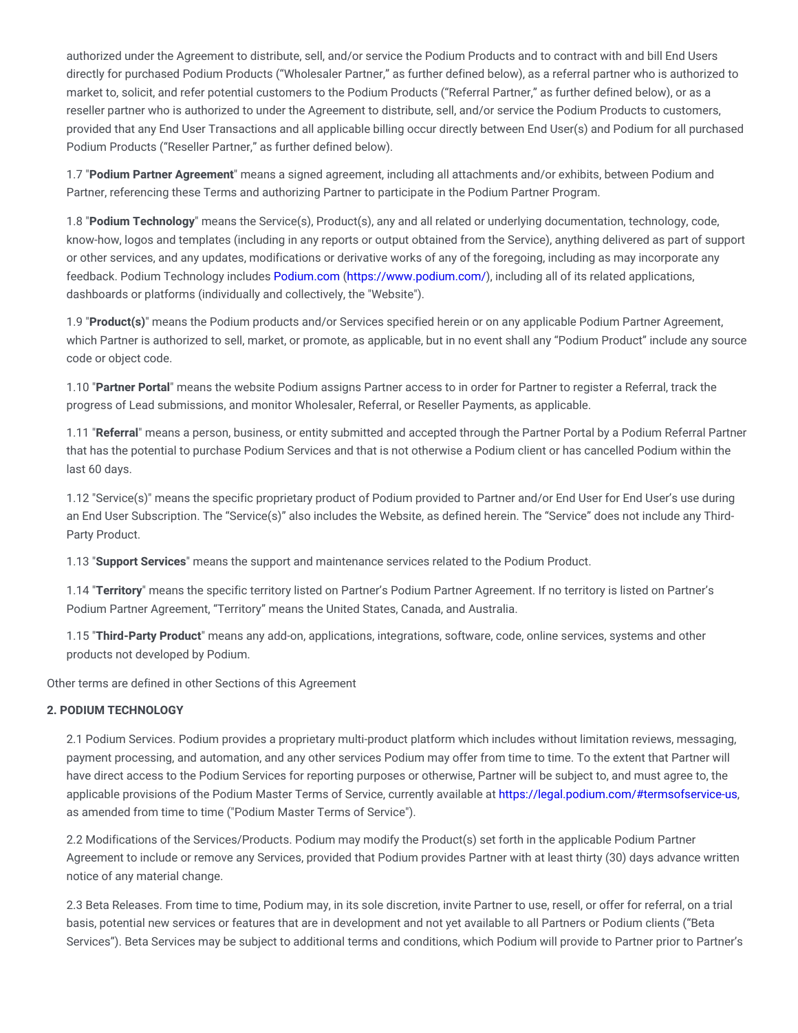authorized under the Agreement to distribute, sell, and/or service the Podium Products and to contract with and bill End Users directly for purchased Podium Products ("Wholesaler Partner," as further defined below), as a referral partner who is authorized to market to, solicit, and refer potential customers to the Podium Products ("Referral Partner," as further defined below), or as a reseller partner who is authorized to under the Agreement to distribute, sell, and/or service the Podium Products to customers, provided that any End User Transactions and all applicable billing occur directly between End User(s) and Podium for all purchased Podium Products ("Reseller Partner," as further defined below).

1.7 "**Podium Partner Agreement**" means a signed agreement, including all attachments and/or exhibits, between Podium and Partner, referencing these Terms and authorizing Partner to participate in the Podium Partner Program.

1.8 "**Podium Technology**" means the Service(s), Product(s), any and all related or underlying documentation, technology, code, know-how, logos and templates (including in any reports or output obtained from the Service), anything delivered as part of support or other services, and any updates, modifications or derivative works of any of the foregoing, including as may incorporate any feedback. Podium Technology includes Podium.com (https://www.podium.com/), including all of its related applications, dashboards or platforms (individually and collectively, the "Website").

1.9 "**Product(s)**" means the Podium products and/or Services specified herein or on any applicable Podium Partner Agreement, which Partner is authorized to sell, market, or promote, as applicable, but in no event shall any "Podium Product" include any source code or object code.

1.10 "**Partner Portal**" means the website Podium assigns Partner access to in order for Partner to register a Referral, track the progress of Lead submissions, and monitor Wholesaler, Referral, or Reseller Payments, as applicable.

1.11 "**Referral**" means a person, business, or entity submitted and accepted through the Partner Portal by a Podium Referral Partner that has the potential to purchase Podium Services and that is not otherwise a Podium client or has cancelled Podium within the last 60 days.

1.12 "Service(s)" means the specific proprietary product of Podium provided to Partner and/or End User for End User's use during an End User Subscription. The "Service(s)" also includes the Website, as defined herein. The "Service" does not include any Third-Party Product.

1.13 "**Support Services**" means the support and maintenance services related to the Podium Product.

1.14 "**Territory**" means the specific territory listed on Partner's Podium Partner Agreement. If no territory is listed on Partner's Podium Partner Agreement, "Territory" means the United States, Canada, and Australia.

1.15 "**Third-Party Product**" means any add-on, applications, integrations, software, code, online services, systems and other products not developed by Podium.

Other terms are defined in other Sections of this Agreement

**2. PODIUM TECHNOLOGY**

2.1 Podium Services. Podium provides a proprietary multi-product platform which includes without limitation reviews, messaging, payment processing, and automation, and any other services Podium may offer from time to time. To the extent that Partner will have direct access to the Podium Services for reporting purposes or otherwise, Partner will be subject to, and must agree to, the applicable provisions of the Podium Master Terms of Service, currently available at https://legal.podium.com/#termsofservice-us, as amended from time to time ("Podium Master Terms of Service").

2.2 Modifications of the Services/Products. Podium may modify the Product(s) set forth in the applicable Podium Partner Agreement to include or remove any Services, provided that Podium provides Partner with at least thirty (30) days advance written notice of any material change.

2.3 Beta Releases. From time to time, Podium may, in its sole discretion, invite Partner to use, resell, or offer for referral, on a trial basis, potential new services or features that are in development and not yet available to all Partners or Podium clients ("Beta Services"). Beta Services may be subject to additional terms and conditions, which Podium will provide to Partner prior to Partner's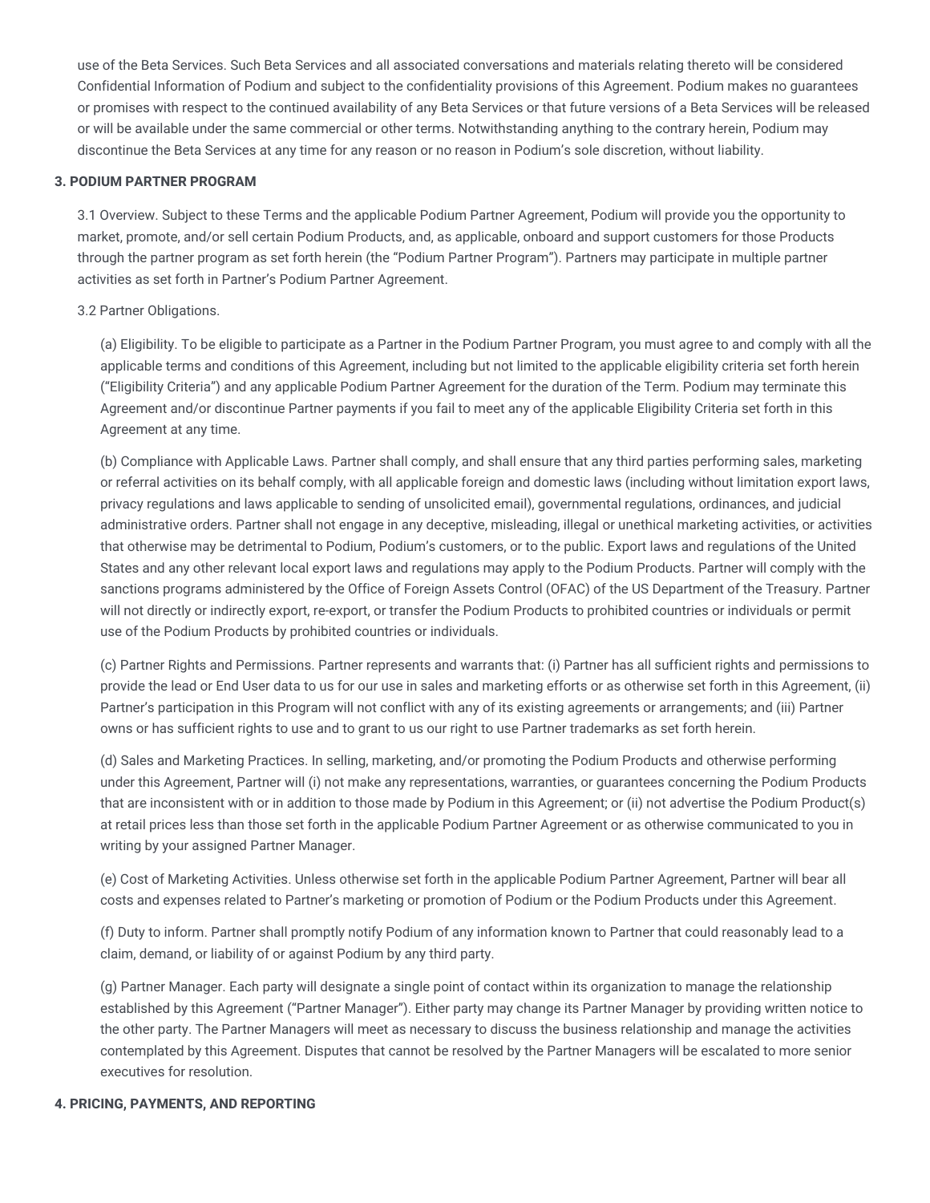use of the Beta Services. Such Beta Services and all associated conversations and materials relating thereto will be considered Confidential Information of Podium and subject to the confidentiality provisions of this Agreement. Podium makes no guarantees or promises with respect to the continued availability of any Beta Services or that future versions of a Beta Services will be released or will be available under the same commercial or other terms. Notwithstanding anything to the contrary herein, Podium may discontinue the Beta Services at any time for any reason or no reason in Podium's sole discretion, without liability.

**3. PODIUM PARTNER PROGRAM**

3.1 Overview. Subject to these Terms and the applicable Podium Partner Agreement, Podium will provide you the opportunity to market, promote, and/or sell certain Podium Products, and, as applicable, onboard and support customers for those Products through the partner program as set forth herein (the "Podium Partner Program"). Partners may participate in multiple partner activities as set forth in Partner's Podium Partner Agreement.

3.2 Partner Obligations.

(a) Eligibility. To be eligible to participate as a Partner in the Podium Partner Program, you must agree to and comply with all the applicable terms and conditions of this Agreement, including but not limited to the applicable eligibility criteria set forth herein ("Eligibility Criteria") and any applicable Podium Partner Agreement for the duration of the Term. Podium may terminate this Agreement and/or discontinue Partner payments if you fail to meet any of the applicable Eligibility Criteria set forth in this Agreement at any time.

(b) Compliance with Applicable Laws. Partner shall comply, and shall ensure that any third parties performing sales, marketing or referral activities on its behalf comply, with all applicable foreign and domestic laws (including without limitation export laws, privacy regulations and laws applicable to sending of unsolicited email), governmental regulations, ordinances, and judicial administrative orders. Partner shall not engage in any deceptive, misleading, illegal or unethical marketing activities, or activities that otherwise may be detrimental to Podium, Podium's customers, or to the public. Export laws and regulations of the United States and any other relevant local export laws and regulations may apply to the Podium Products. Partner will comply with the sanctions programs administered by the Office of Foreign Assets Control (OFAC) of the US Department of the Treasury. Partner will not directly or indirectly export, re-export, or transfer the Podium Products to prohibited countries or individuals or permit use of the Podium Products by prohibited countries or individuals.

(c) Partner Rights and Permissions. Partner represents and warrants that: (i) Partner has all sufficient rights and permissions to provide the lead or End User data to us for our use in sales and marketing efforts or as otherwise set forth in this Agreement, (ii) Partner's participation in this Program will not conflict with any of its existing agreements or arrangements; and (iii) Partner owns or has sufficient rights to use and to grant to us our right to use Partner trademarks as set forth herein.

(d) Sales and Marketing Practices. In selling, marketing, and/or promoting the Podium Products and otherwise performing under this Agreement, Partner will (i) not make any representations, warranties, or guarantees concerning the Podium Products that are inconsistent with or in addition to those made by Podium in this Agreement; or (ii) not advertise the Podium Product(s) at retail prices less than those set forth in the applicable Podium Partner Agreement or as otherwise communicated to you in writing by your assigned Partner Manager.

(e) Cost of Marketing Activities. Unless otherwise set forth in the applicable Podium Partner Agreement, Partner will bear all costs and expenses related to Partner's marketing or promotion of Podium or the Podium Products under this Agreement.

(f) Duty to inform. Partner shall promptly notify Podium of any information known to Partner that could reasonably lead to a claim, demand, or liability of or against Podium by any third party.

(g) Partner Manager. Each party will designate a single point of contact within its organization to manage the relationship established by this Agreement ("Partner Manager"). Either party may change its Partner Manager by providing written notice to the other party. The Partner Managers will meet as necessary to discuss the business relationship and manage the activities contemplated by this Agreement. Disputes that cannot be resolved by the Partner Managers will be escalated to more senior executives for resolution.

**4. PRICING, PAYMENTS, AND REPORTING**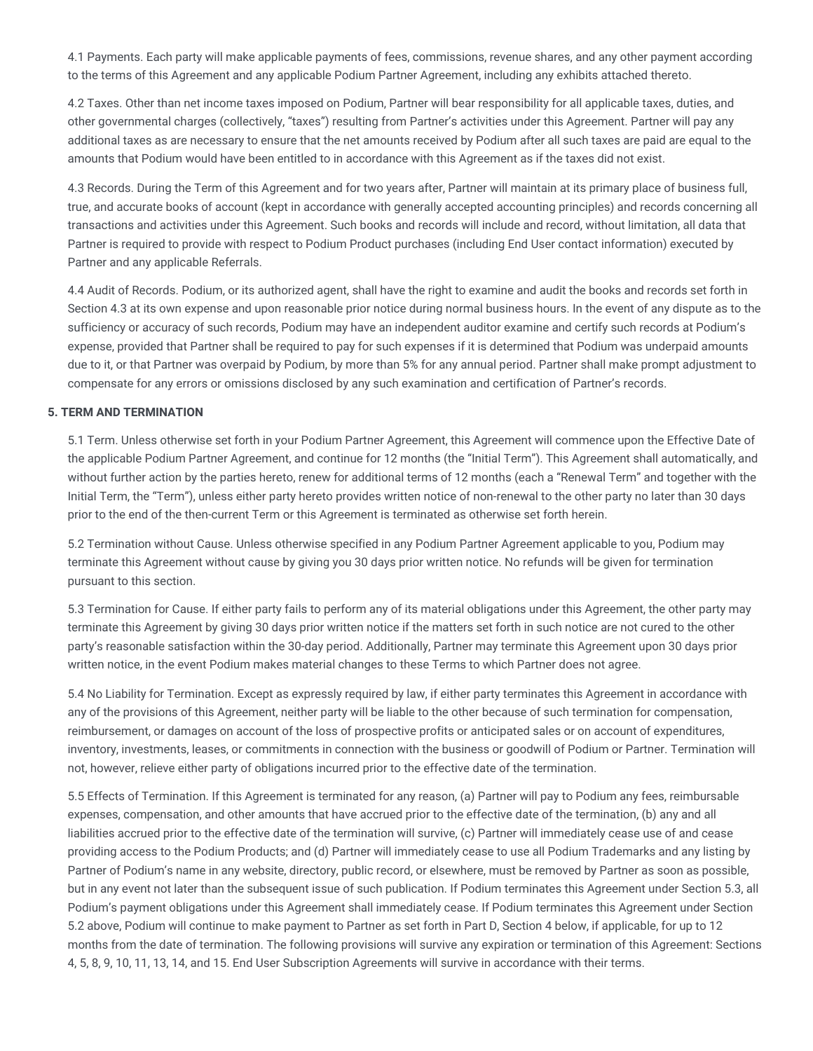4.1 Payments. Each party will make applicable payments of fees, commissions, revenue shares, and any other payment according to the terms of this Agreement and any applicable Podium Partner Agreement, including any exhibits attached thereto.

4.2 Taxes. Other than net income taxes imposed on Podium, Partner will bear responsibility for all applicable taxes, duties, and other governmental charges (collectively, "taxes") resulting from Partner's activities under this Agreement. Partner will pay any additional taxes as are necessary to ensure that the net amounts received by Podium after all such taxes are paid are equal to the amounts that Podium would have been entitled to in accordance with this Agreement as if the taxes did not exist.

4.3 Records. During the Term of this Agreement and for two years after, Partner will maintain at its primary place of business full, true, and accurate books of account (kept in accordance with generally accepted accounting principles) and records concerning all transactions and activities under this Agreement. Such books and records will include and record, without limitation, all data that Partner is required to provide with respect to Podium Product purchases (including End User contact information) executed by Partner and any applicable Referrals.

4.4 Audit of Records. Podium, or its authorized agent, shall have the right to examine and audit the books and records set forth in Section 4.3 at its own expense and upon reasonable prior notice during normal business hours. In the event of any dispute as to the sufficiency or accuracy of such records, Podium may have an independent auditor examine and certify such records at Podium's expense, provided that Partner shall be required to pay for such expenses if it is determined that Podium was underpaid amounts due to it, or that Partner was overpaid by Podium, by more than 5% for any annual period. Partner shall make prompt adjustment to compensate for any errors or omissions disclosed by any such examination and certification of Partner's records.

**5. TERM AND TERMINATION**

5.1 Term. Unless otherwise set forth in your Podium Partner Agreement, this Agreement will commence upon the Effective Date of the applicable Podium Partner Agreement, and continue for 12 months (the "Initial Term"). This Agreement shall automatically, and without further action by the parties hereto, renew for additional terms of 12 months (each a "Renewal Term" and together with the Initial Term, the "Term"), unless either party hereto provides written notice of non-renewal to the other party no later than 30 days prior to the end of the then-current Term or this Agreement is terminated as otherwise set forth herein.

5.2 Termination without Cause. Unless otherwise specified in any Podium Partner Agreement applicable to you, Podium may terminate this Agreement without cause by giving you 30 days prior written notice. No refunds will be given for termination pursuant to this section.

5.3 Termination for Cause. If either party fails to perform any of its material obligations under this Agreement, the other party may terminate this Agreement by giving 30 days prior written notice if the matters set forth in such notice are not cured to the other party's reasonable satisfaction within the 30-day period. Additionally, Partner may terminate this Agreement upon 30 days prior written notice, in the event Podium makes material changes to these Terms to which Partner does not agree.

5.4 No Liability for Termination. Except as expressly required by law, if either party terminates this Agreement in accordance with any of the provisions of this Agreement, neither party will be liable to the other because of such termination for compensation, reimbursement, or damages on account of the loss of prospective profits or anticipated sales or on account of expenditures, inventory, investments, leases, or commitments in connection with the business or goodwill of Podium or Partner. Termination will not, however, relieve either party of obligations incurred prior to the effective date of the termination.

5.5 Effects of Termination. If this Agreement is terminated for any reason, (a) Partner will pay to Podium any fees, reimbursable expenses, compensation, and other amounts that have accrued prior to the effective date of the termination, (b) any and all liabilities accrued prior to the effective date of the termination will survive, (c) Partner will immediately cease use of and cease providing access to the Podium Products; and (d) Partner will immediately cease to use all Podium Trademarks and any listing by Partner of Podium's name in any website, directory, public record, or elsewhere, must be removed by Partner as soon as possible, but in any event not later than the subsequent issue of such publication. If Podium terminates this Agreement under Section 5.3, all Podium's payment obligations under this Agreement shall immediately cease. If Podium terminates this Agreement under Section 5.2 above, Podium will continue to make payment to Partner as set forth in Part D, Section 4 below, if applicable, for up to 12 months from the date of termination. The following provisions will survive any expiration or termination of this Agreement: Sections 4, 5, 8, 9, 10, 11, 13, 14, and 15. End User Subscription Agreements will survive in accordance with their terms.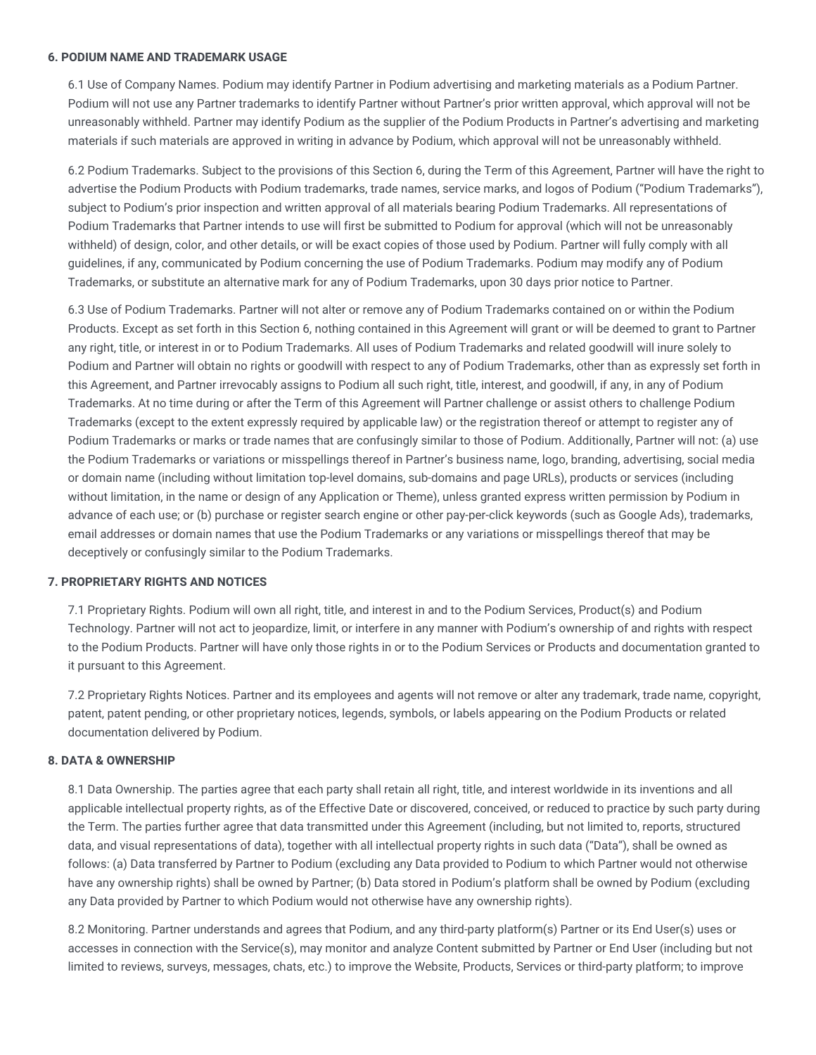**6. PODIUM NAME AND TRADEMARK USAGE**

6.1 Use of Company Names. Podium may identify Partner in Podium advertising and marketing materials as a Podium Partner. Podium will not use any Partner trademarks to identify Partner without Partner's prior written approval, which approval will not be unreasonably withheld. Partner may identify Podium as the supplier of the Podium Products in Partner's advertising and marketing materials if such materials are approved in writing in advance by Podium, which approval will not be unreasonably withheld.

6.2 Podium Trademarks. Subject to the provisions of this Section 6, during the Term of this Agreement, Partner will have the right to advertise the Podium Products with Podium trademarks, trade names, service marks, and logos of Podium ("Podium Trademarks"), subject to Podium's prior inspection and written approval of all materials bearing Podium Trademarks. All representations of Podium Trademarks that Partner intends to use will first be submitted to Podium for approval (which will not be unreasonably withheld) of design, color, and other details, or will be exact copies of those used by Podium. Partner will fully comply with all guidelines, if any, communicated by Podium concerning the use of Podium Trademarks. Podium may modify any of Podium Trademarks, or substitute an alternative mark for any of Podium Trademarks, upon 30 days prior notice to Partner.

6.3 Use of Podium Trademarks. Partner will not alter or remove any of Podium Trademarks contained on or within the Podium Products. Except as set forth in this Section 6, nothing contained in this Agreement will grant or will be deemed to grant to Partner any right, title, or interest in or to Podium Trademarks. All uses of Podium Trademarks and related goodwill will inure solely to Podium and Partner will obtain no rights or goodwill with respect to any of Podium Trademarks, other than as expressly set forth in this Agreement, and Partner irrevocably assigns to Podium all such right, title, interest, and goodwill, if any, in any of Podium Trademarks. At no time during or after the Term of this Agreement will Partner challenge or assist others to challenge Podium Trademarks (except to the extent expressly required by applicable law) or the registration thereof or attempt to register any of Podium Trademarks or marks or trade names that are confusingly similar to those of Podium. Additionally, Partner will not: (a) use the Podium Trademarks or variations or misspellings thereof in Partner's business name, logo, branding, advertising, social media or domain name (including without limitation top-level domains, sub-domains and page URLs), products or services (including without limitation, in the name or design of any Application or Theme), unless granted express written permission by Podium in advance of each use; or (b) purchase or register search engine or other pay-per-click keywords (such as Google Ads), trademarks, email addresses or domain names that use the Podium Trademarks or any variations or misspellings thereof that may be deceptively or confusingly similar to the Podium Trademarks.

**7. PROPRIETARY RIGHTS AND NOTICES**

7.1 Proprietary Rights. Podium will own all right, title, and interest in and to the Podium Services, Product(s) and Podium Technology. Partner will not act to jeopardize, limit, or interfere in any manner with Podium's ownership of and rights with respect to the Podium Products. Partner will have only those rights in or to the Podium Services or Products and documentation granted to it pursuant to this Agreement.

7.2 Proprietary Rights Notices. Partner and its employees and agents will not remove or alter any trademark, trade name, copyright, patent, patent pending, or other proprietary notices, legends, symbols, or labels appearing on the Podium Products or related documentation delivered by Podium.

**8. DATA & OWNERSHIP**

8.1 Data Ownership. The parties agree that each party shall retain all right, title, and interest worldwide in its inventions and all applicable intellectual property rights, as of the Effective Date or discovered, conceived, or reduced to practice by such party during the Term. The parties further agree that data transmitted under this Agreement (including, but not limited to, reports, structured data, and visual representations of data), together with all intellectual property rights in such data ("Data"), shall be owned as follows: (a) Data transferred by Partner to Podium (excluding any Data provided to Podium to which Partner would not otherwise have any ownership rights) shall be owned by Partner; (b) Data stored in Podium's platform shall be owned by Podium (excluding any Data provided by Partner to which Podium would not otherwise have any ownership rights).

8.2 Monitoring. Partner understands and agrees that Podium, and any third-party platform(s) Partner or its End User(s) uses or accesses in connection with the Service(s), may monitor and analyze Content submitted by Partner or End User (including but not limited to reviews, surveys, messages, chats, etc.) to improve the Website, Products, Services or third-party platform; to improve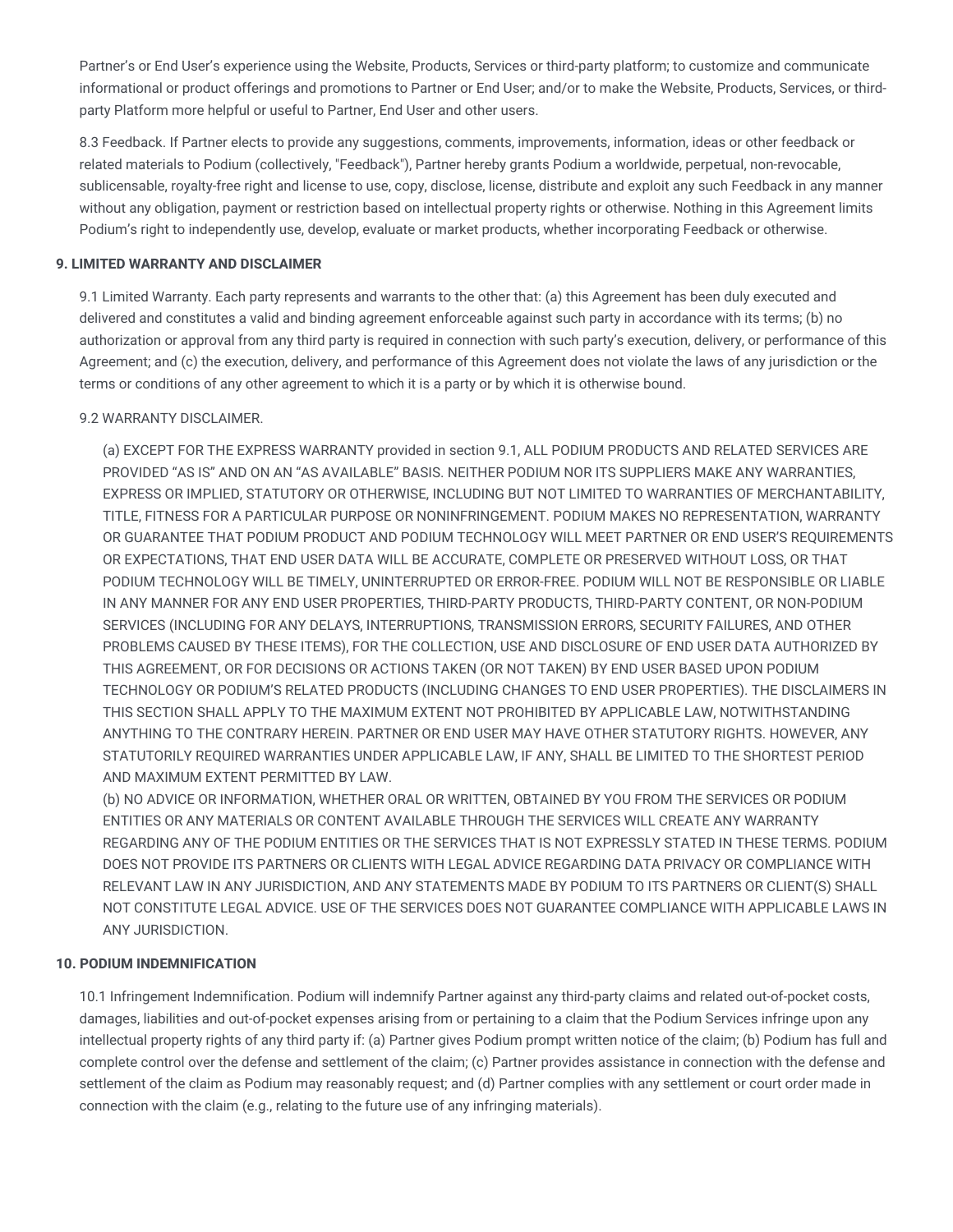Partner's or End User's experience using the Website, Products, Services or third-party platform; to customize and communicate informational or product offerings and promotions to Partner or End User; and/or to make the Website, Products, Services, or third-party Platform more helpful or useful to Partner, End User and other users.

8.3 Feedback. If Partner elects to provide any suggestions, comments, improvements, information, ideas or other feedback or related materials to Podium (collectively, "Feedback"), Partner hereby grants Podium a worldwide, perpetual, non-revocable, sublicensable, royalty-free right and license to use, copy, disclose, license, distribute and exploit any such Feedback in any manner without any obligation, payment or restriction based on intellectual property rights or otherwise. Nothing in this Agreement limits Podium's right to independently use, develop, evaluate or market products, whether incorporating Feedback or otherwise.

**9. LIMITED WARRANTY AND DISCLAIMER**

9.1 Limited Warranty. Each party represents and warrants to the other that: (a) this Agreement has been duly executed and delivered and constitutes a valid and binding agreement enforceable against such party in accordance with its terms; (b) no authorization or approval from any third party is required in connection with such party's execution, delivery, or performance of this Agreement; and (c) the execution, delivery, and performance of this Agreement does not violate the laws of any jurisdiction or the terms or conditions of any other agreement to which it is a party or by which it is otherwise bound.

9.2 WARRANTY DISCLAIMER.

(a) EXCEPT FOR THE EXPRESS WARRANTY provided in section 9.1, ALL PODIUM PRODUCTS AND RELATED SERVICES ARE PROVIDED "AS IS" AND ON AN "AS AVAILABLE" BASIS. NEITHER PODIUM NOR ITS SUPPLIERS MAKE ANY WARRANTIES, EXPRESS OR IMPLIED, STATUTORY OR OTHERWISE, INCLUDING BUT NOT LIMITED TO WARRANTIES OF MERCHANTABILITY, TITLE, FITNESS FOR A PARTICULAR PURPOSE OR NONINFRINGEMENT. PODIUM MAKES NO REPRESENTATION, WARRANTY OR GUARANTEE THAT PODIUM PRODUCT AND PODIUM TECHNOLOGY WILL MEET PARTNER OR END USER'S REQUIREMENTS OR EXPECTATIONS, THAT END USER DATA WILL BE ACCURATE, COMPLETE OR PRESERVED WITHOUT LOSS, OR THAT PODIUM TECHNOLOGY WILL BE TIMELY, UNINTERRUPTED OR ERROR-FREE. PODIUM WILL NOT BE RESPONSIBLE OR LIABLE IN ANY MANNER FOR ANY END USER PROPERTIES, THIRD-PARTY PRODUCTS, THIRD-PARTY CONTENT, OR NON-PODIUM SERVICES (INCLUDING FOR ANY DELAYS, INTERRUPTIONS, TRANSMISSION ERRORS, SECURITY FAILURES, AND OTHER PROBLEMS CAUSED BY THESE ITEMS), FOR THE COLLECTION, USE AND DISCLOSURE OF END USER DATA AUTHORIZED BY THIS AGREEMENT, OR FOR DECISIONS OR ACTIONS TAKEN (OR NOT TAKEN) BY END USER BASED UPON PODIUM TECHNOLOGY OR PODIUM'S RELATED PRODUCTS (INCLUDING CHANGES TO END USER PROPERTIES). THE DISCLAIMERS IN THIS SECTION SHALL APPLY TO THE MAXIMUM EXTENT NOT PROHIBITED BY APPLICABLE LAW, NOTWITHSTANDING ANYTHING TO THE CONTRARY HEREIN. PARTNER OR END USER MAY HAVE OTHER STATUTORY RIGHTS. HOWEVER, ANY STATUTORILY REQUIRED WARRANTIES UNDER APPLICABLE LAW, IF ANY, SHALL BE LIMITED TO THE SHORTEST PERIOD AND MAXIMUM EXTENT PERMITTED BY LAW.

(b) NO ADVICE OR INFORMATION, WHETHER ORAL OR WRITTEN, OBTAINED BY YOU FROM THE SERVICES OR PODIUM ENTITIES OR ANY MATERIALS OR CONTENT AVAILABLE THROUGH THE SERVICES WILL CREATE ANY WARRANTY REGARDING ANY OF THE PODIUM ENTITIES OR THE SERVICES THAT IS NOT EXPRESSLY STATED IN THESE TERMS. PODIUM DOES NOT PROVIDE ITS PARTNERS OR CLIENTS WITH LEGAL ADVICE REGARDING DATA PRIVACY OR COMPLIANCE WITH RELEVANT LAW IN ANY JURISDICTION, AND ANY STATEMENTS MADE BY PODIUM TO ITS PARTNERS OR CLIENT(S) SHALL NOT CONSTITUTE LEGAL ADVICE. USE OF THE SERVICES DOES NOT GUARANTEE COMPLIANCE WITH APPLICABLE LAWS IN ANY JURISDICTION.

**10. PODIUM INDEMNIFICATION**

10.1 Infringement Indemnification. Podium will indemnify Partner against any third-party claims and related out-of-pocket costs, damages, liabilities and out-of-pocket expenses arising from or pertaining to a claim that the Podium Services infringe upon any intellectual property rights of any third party if: (a) Partner gives Podium prompt written notice of the claim; (b) Podium has full and complete control over the defense and settlement of the claim; (c) Partner provides assistance in connection with the defense and settlement of the claim as Podium may reasonably request; and (d) Partner complies with any settlement or court order made in connection with the claim (e.g., relating to the future use of any infringing materials).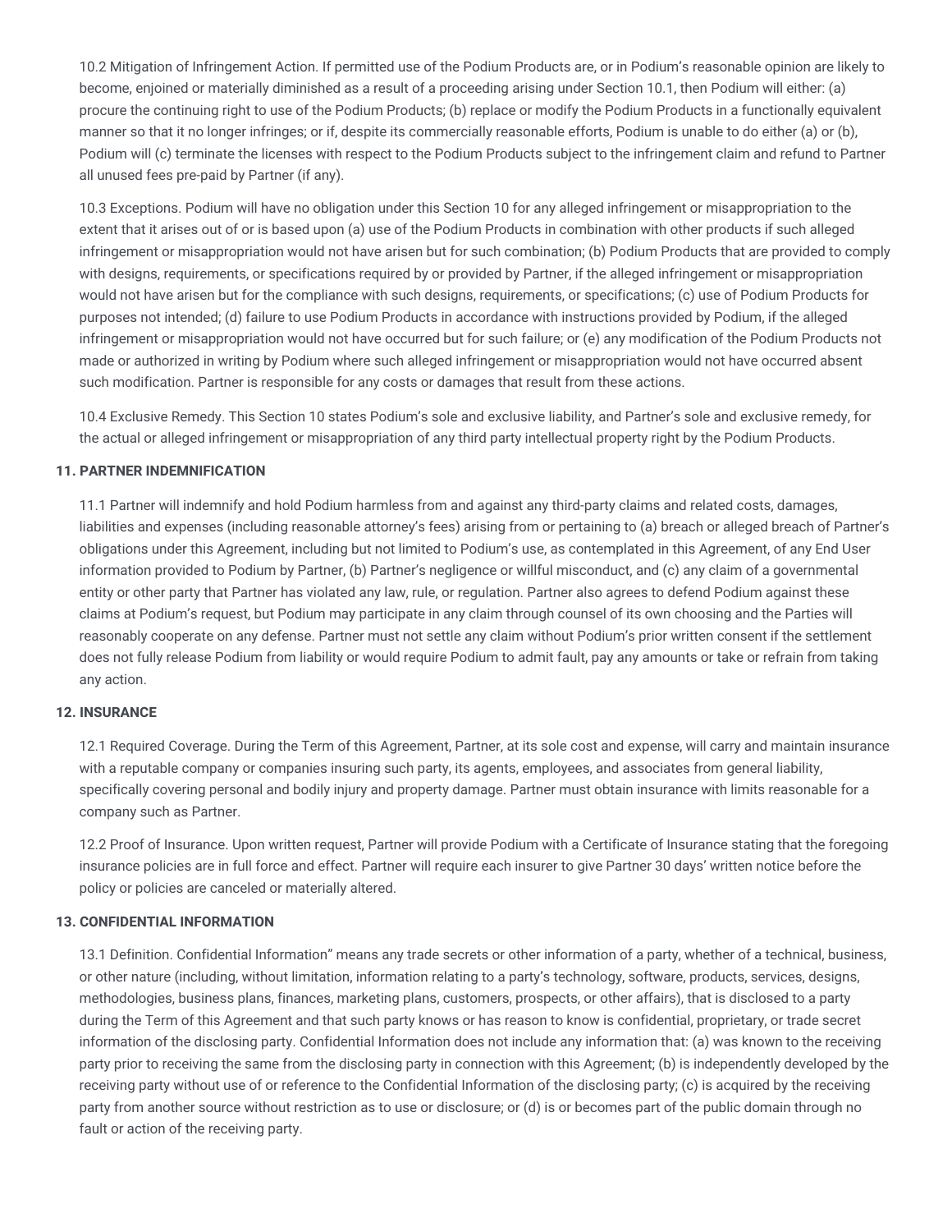10.2 Mitigation of Infringement Action. If permitted use of the Podium Products are, or in Podium's reasonable opinion are likely to become, enjoined or materially diminished as a result of a proceeding arising under Section 10.1, then Podium will either: (a) procure the continuing right to use of the Podium Products; (b) replace or modify the Podium Products in a functionally equivalent manner so that it no longer infringes; or if, despite its commercially reasonable efforts, Podium is unable to do either (a) or (b), Podium will (c) terminate the licenses with respect to the Podium Products subject to the infringement claim and refund to Partner all unused fees pre-paid by Partner (if any).

10.3 Exceptions. Podium will have no obligation under this Section 10 for any alleged infringement or misappropriation to the extent that it arises out of or is based upon (a) use of the Podium Products in combination with other products if such alleged infringement or misappropriation would not have arisen but for such combination; (b) Podium Products that are provided to comply with designs, requirements, or specifications required by or provided by Partner, if the alleged infringement or misappropriation would not have arisen but for the compliance with such designs, requirements, or specifications; (c) use of Podium Products for purposes not intended; (d) failure to use Podium Products in accordance with instructions provided by Podium, if the alleged infringement or misappropriation would not have occurred but for such failure; or (e) any modification of the Podium Products not made or authorized in writing by Podium where such alleged infringement or misappropriation would not have occurred absent such modification. Partner is responsible for any costs or damages that result from these actions.

10.4 Exclusive Remedy. This Section 10 states Podium's sole and exclusive liability, and Partner's sole and exclusive remedy, for the actual or alleged infringement or misappropriation of any third party intellectual property right by the Podium Products.

**11. PARTNER INDEMNIFICATION**

11.1 Partner will indemnify and hold Podium harmless from and against any third-party claims and related costs, damages, liabilities and expenses (including reasonable attorney's fees) arising from or pertaining to (a) breach or alleged breach of Partner's obligations under this Agreement, including but not limited to Podium's use, as contemplated in this Agreement, of any End User information provided to Podium by Partner, (b) Partner's negligence or willful misconduct, and (c) any claim of a governmental entity or other party that Partner has violated any law, rule, or regulation. Partner also agrees to defend Podium against these claims at Podium's request, but Podium may participate in any claim through counsel of its own choosing and the Parties will reasonably cooperate on any defense. Partner must not settle any claim without Podium's prior written consent if the settlement does not fully release Podium from liability or would require Podium to admit fault, pay any amounts or take or refrain from taking any action.

**12. INSURANCE**

12.1 Required Coverage. During the Term of this Agreement, Partner, at its sole cost and expense, will carry and maintain insurance with a reputable company or companies insuring such party, its agents, employees, and associates from general liability, specifically covering personal and bodily injury and property damage. Partner must obtain insurance with limits reasonable for a company such as Partner.

12.2 Proof of Insurance. Upon written request, Partner will provide Podium with a Certificate of Insurance stating that the foregoing insurance policies are in full force and effect. Partner will require each insurer to give Partner 30 days' written notice before the policy or policies are canceled or materially altered.

**13. CONFIDENTIAL INFORMATION**

13.1 Definition. Confidential Information" means any trade secrets or other information of a party, whether of a technical, business, or other nature (including, without limitation, information relating to a party's technology, software, products, services, designs, methodologies, business plans, finances, marketing plans, customers, prospects, or other affairs), that is disclosed to a party during the Term of this Agreement and that such party knows or has reason to know is confidential, proprietary, or trade secret information of the disclosing party. Confidential Information does not include any information that: (a) was known to the receiving party prior to receiving the same from the disclosing party in connection with this Agreement; (b) is independently developed by the receiving party without use of or reference to the Confidential Information of the disclosing party; (c) is acquired by the receiving party from another source without restriction as to use or disclosure; or (d) is or becomes part of the public domain through no fault or action of the receiving party.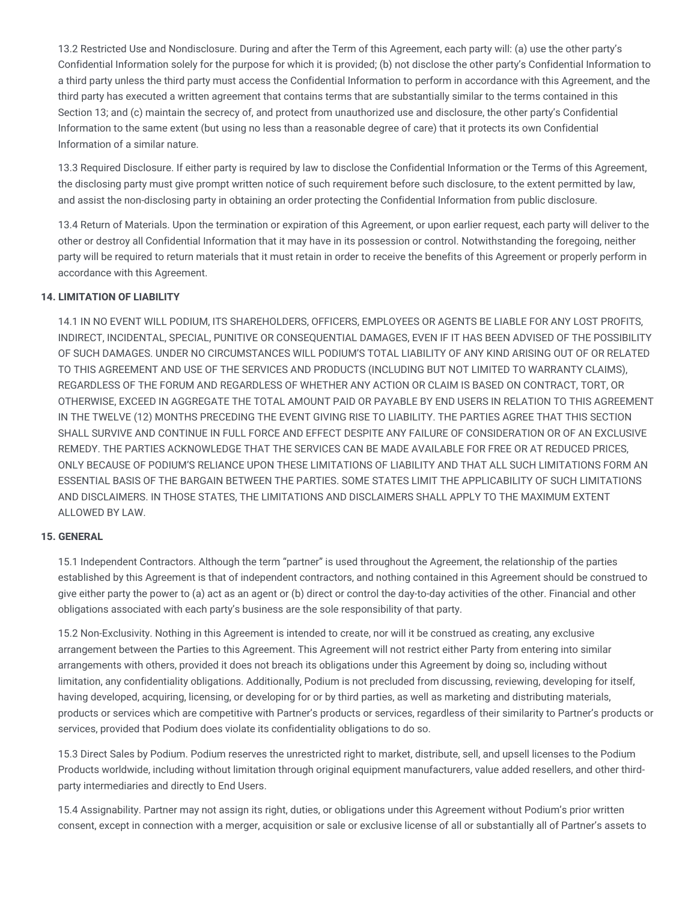13.2 Restricted Use and Nondisclosure. During and after the Term of this Agreement, each party will: (a) use the other party's Confidential Information solely for the purpose for which it is provided; (b) not disclose the other party's Confidential Information to a third party unless the third party must access the Confidential Information to perform in accordance with this Agreement, and the third party has executed a written agreement that contains terms that are substantially similar to the terms contained in this Section 13; and (c) maintain the secrecy of, and protect from unauthorized use and disclosure, the other party's Confidential Information to the same extent (but using no less than a reasonable degree of care) that it protects its own Confidential Information of a similar nature.

13.3 Required Disclosure. If either party is required by law to disclose the Confidential Information or the Terms of this Agreement, the disclosing party must give prompt written notice of such requirement before such disclosure, to the extent permitted by law, and assist the non-disclosing party in obtaining an order protecting the Confidential Information from public disclosure.

13.4 Return of Materials. Upon the termination or expiration of this Agreement, or upon earlier request, each party will deliver to the other or destroy all Confidential Information that it may have in its possession or control. Notwithstanding the foregoing, neither party will be required to return materials that it must retain in order to receive the benefits of this Agreement or properly perform in accordance with this Agreement.

**14. LIMITATION OF LIABILITY**

14.1 IN NO EVENT WILL PODIUM, ITS SHAREHOLDERS, OFFICERS, EMPLOYEES OR AGENTS BE LIABLE FOR ANY LOST PROFITS, INDIRECT, INCIDENTAL, SPECIAL, PUNITIVE OR CONSEQUENTIAL DAMAGES, EVEN IF IT HAS BEEN ADVISED OF THE POSSIBILITY OF SUCH DAMAGES. UNDER NO CIRCUMSTANCES WILL PODIUM'S TOTAL LIABILITY OF ANY KIND ARISING OUT OF OR RELATED TO THIS AGREEMENT AND USE OF THE SERVICES AND PRODUCTS (INCLUDING BUT NOT LIMITED TO WARRANTY CLAIMS), REGARDLESS OF THE FORUM AND REGARDLESS OF WHETHER ANY ACTION OR CLAIM IS BASED ON CONTRACT, TORT, OR OTHERWISE, EXCEED IN AGGREGATE THE TOTAL AMOUNT PAID OR PAYABLE BY END USERS IN RELATION TO THIS AGREEMENT IN THE TWELVE (12) MONTHS PRECEDING THE EVENT GIVING RISE TO LIABILITY. THE PARTIES AGREE THAT THIS SECTION SHALL SURVIVE AND CONTINUE IN FULL FORCE AND EFFECT DESPITE ANY FAILURE OF CONSIDERATION OR OF AN EXCLUSIVE REMEDY. THE PARTIES ACKNOWLEDGE THAT THE SERVICES CAN BE MADE AVAILABLE FOR FREE OR AT REDUCED PRICES, ONLY BECAUSE OF PODIUM'S RELIANCE UPON THESE LIMITATIONS OF LIABILITY AND THAT ALL SUCH LIMITATIONS FORM AN ESSENTIAL BASIS OF THE BARGAIN BETWEEN THE PARTIES. SOME STATES LIMIT THE APPLICABILITY OF SUCH LIMITATIONS AND DISCLAIMERS. IN THOSE STATES, THE LIMITATIONS AND DISCLAIMERS SHALL APPLY TO THE MAXIMUM EXTENT ALLOWED BY LAW.

**15. GENERAL**

15.1 Independent Contractors. Although the term "partner" is used throughout the Agreement, the relationship of the parties established by this Agreement is that of independent contractors, and nothing contained in this Agreement should be construed to give either party the power to (a) act as an agent or (b) direct or control the day-to-day activities of the other. Financial and other obligations associated with each party's business are the sole responsibility of that party.

15.2 Non-Exclusivity. Nothing in this Agreement is intended to create, nor will it be construed as creating, any exclusive arrangement between the Parties to this Agreement. This Agreement will not restrict either Party from entering into similar arrangements with others, provided it does not breach its obligations under this Agreement by doing so, including without limitation, any confidentiality obligations. Additionally, Podium is not precluded from discussing, reviewing, developing for itself, having developed, acquiring, licensing, or developing for or by third parties, as well as marketing and distributing materials, products or services which are competitive with Partner's products or services, regardless of their similarity to Partner's products or services, provided that Podium does violate its confidentiality obligations to do so.

15.3 Direct Sales by Podium. Podium reserves the unrestricted right to market, distribute, sell, and upsell licenses to the Podium Products worldwide, including without limitation through original equipment manufacturers, value added resellers, and other third-party intermediaries and directly to End Users.

15.4 Assignability. Partner may not assign its right, duties, or obligations under this Agreement without Podium's prior written consent, except in connection with a merger, acquisition or sale or exclusive license of all or substantially all of Partner's assets to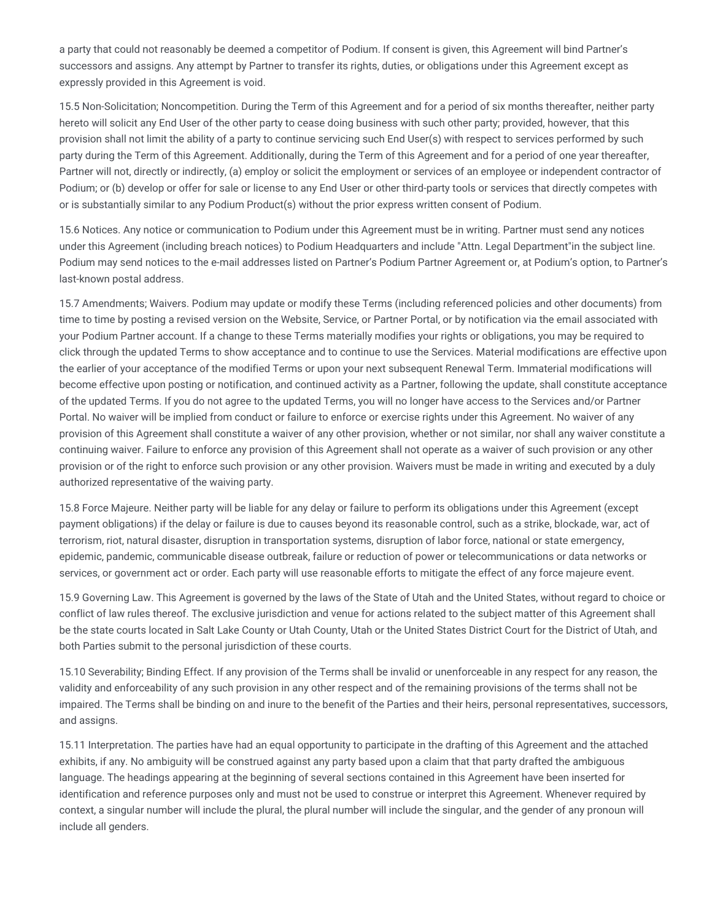a party that could not reasonably be deemed a competitor of Podium. If consent is given, this Agreement will bind Partner's successors and assigns. Any attempt by Partner to transfer its rights, duties, or obligations under this Agreement except as expressly provided in this Agreement is void.

15.5 Non-Solicitation; Noncompetition. During the Term of this Agreement and for a period of six months thereafter, neither party hereto will solicit any End User of the other party to cease doing business with such other party; provided, however, that this provision shall not limit the ability of a party to continue servicing such End User(s) with respect to services performed by such party during the Term of this Agreement. Additionally, during the Term of this Agreement and for a period of one year thereafter, Partner will not, directly or indirectly, (a) employ or solicit the employment or services of an employee or independent contractor of Podium; or (b) develop or offer for sale or license to any End User or other third-party tools or services that directly competes with or is substantially similar to any Podium Product(s) without the prior express written consent of Podium.

15.6 Notices. Any notice or communication to Podium under this Agreement must be in writing. Partner must send any notices under this Agreement (including breach notices) to Podium Headquarters and include "Attn. Legal Department"in the subject line. Podium may send notices to the e-mail addresses listed on Partner's Podium Partner Agreement or, at Podium's option, to Partner's last-known postal address.

15.7 Amendments; Waivers. Podium may update or modify these Terms (including referenced policies and other documents) from time to time by posting a revised version on the Website, Service, or Partner Portal, or by notification via the email associated with your Podium Partner account. If a change to these Terms materially modifies your rights or obligations, you may be required to click through the updated Terms to show acceptance and to continue to use the Services. Material modifications are effective upon the earlier of your acceptance of the modified Terms or upon your next subsequent Renewal Term. Immaterial modifications will become effective upon posting or notification, and continued activity as a Partner, following the update, shall constitute acceptance of the updated Terms. If you do not agree to the updated Terms, you will no longer have access to the Services and/or Partner Portal. No waiver will be implied from conduct or failure to enforce or exercise rights under this Agreement. No waiver of any provision of this Agreement shall constitute a waiver of any other provision, whether or not similar, nor shall any waiver constitute a continuing waiver. Failure to enforce any provision of this Agreement shall not operate as a waiver of such provision or any other provision or of the right to enforce such provision or any other provision. Waivers must be made in writing and executed by a duly authorized representative of the waiving party.

15.8 Force Majeure. Neither party will be liable for any delay or failure to perform its obligations under this Agreement (except payment obligations) if the delay or failure is due to causes beyond its reasonable control, such as a strike, blockade, war, act of terrorism, riot, natural disaster, disruption in transportation systems, disruption of labor force, national or state emergency, epidemic, pandemic, communicable disease outbreak, failure or reduction of power or telecommunications or data networks or services, or government act or order. Each party will use reasonable efforts to mitigate the effect of any force majeure event.

15.9 Governing Law. This Agreement is governed by the laws of the State of Utah and the United States, without regard to choice or conflict of law rules thereof. The exclusive jurisdiction and venue for actions related to the subject matter of this Agreement shall be the state courts located in Salt Lake County or Utah County, Utah or the United States District Court for the District of Utah, and both Parties submit to the personal jurisdiction of these courts.

15.10 Severability; Binding Effect. If any provision of the Terms shall be invalid or unenforceable in any respect for any reason, the validity and enforceability of any such provision in any other respect and of the remaining provisions of the terms shall not be impaired. The Terms shall be binding on and inure to the benefit of the Parties and their heirs, personal representatives, successors, and assigns.

15.11 Interpretation. The parties have had an equal opportunity to participate in the drafting of this Agreement and the attached exhibits, if any. No ambiguity will be construed against any party based upon a claim that that party drafted the ambiguous language. The headings appearing at the beginning of several sections contained in this Agreement have been inserted for identification and reference purposes only and must not be used to construe or interpret this Agreement. Whenever required by context, a singular number will include the plural, the plural number will include the singular, and the gender of any pronoun will include all genders.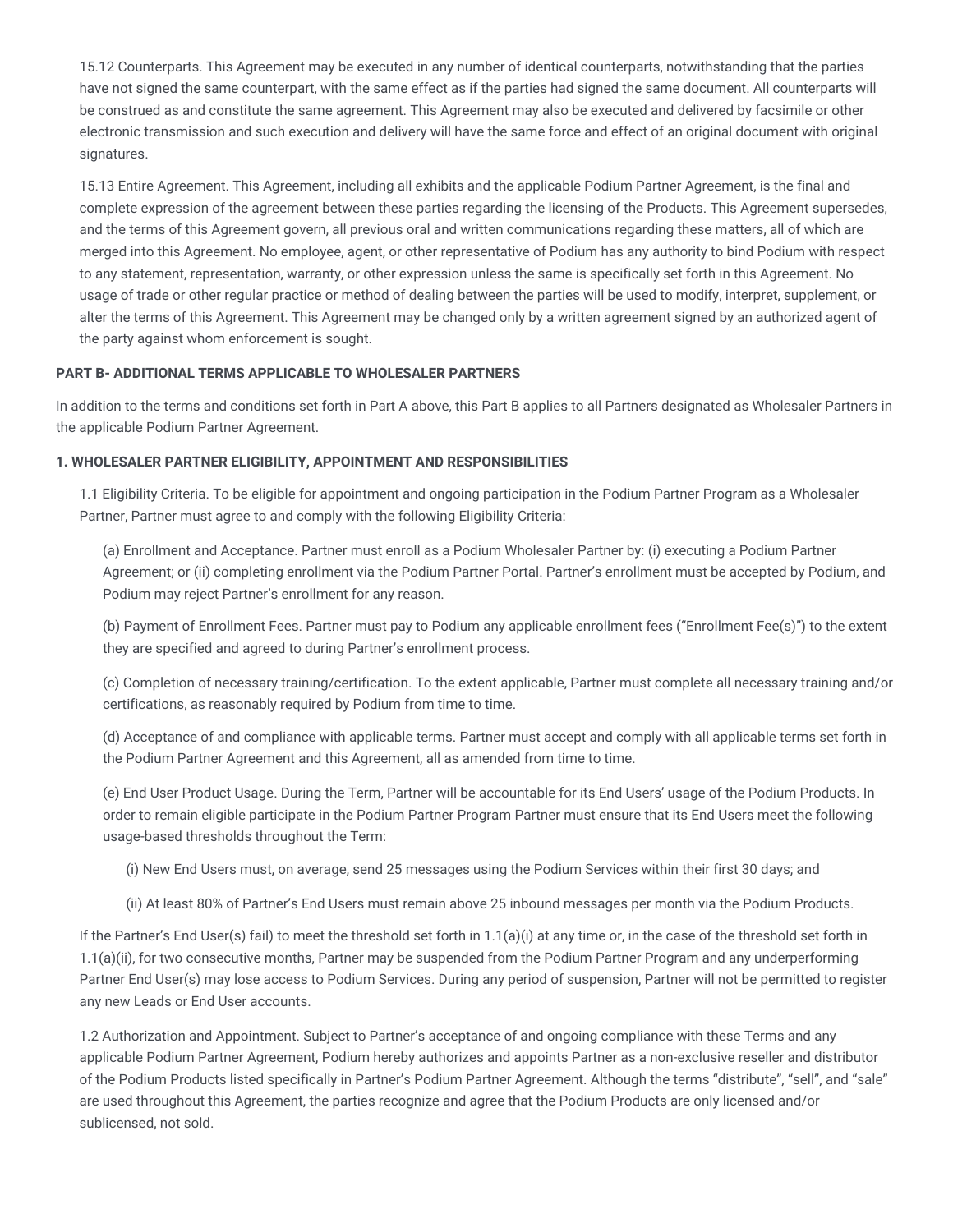15.12 Counterparts. This Agreement may be executed in any number of identical counterparts, notwithstanding that the parties have not signed the same counterpart, with the same effect as if the parties had signed the same document. All counterparts will be construed as and constitute the same agreement. This Agreement may also be executed and delivered by facsimile or other electronic transmission and such execution and delivery will have the same force and effect of an original document with original signatures.

15.13 Entire Agreement. This Agreement, including all exhibits and the applicable Podium Partner Agreement, is the final and complete expression of the agreement between these parties regarding the licensing of the Products. This Agreement supersedes, and the terms of this Agreement govern, all previous oral and written communications regarding these matters, all of which are merged into this Agreement. No employee, agent, or other representative of Podium has any authority to bind Podium with respect to any statement, representation, warranty, or other expression unless the same is specifically set forth in this Agreement. No usage of trade or other regular practice or method of dealing between the parties will be used to modify, interpret, supplement, or alter the terms of this Agreement. This Agreement may be changed only by a written agreement signed by an authorized agent of the party against whom enforcement is sought.

**PART B- ADDITIONAL TERMS APPLICABLE TO WHOLESALER PARTNERS**

In addition to the terms and conditions set forth in Part A above, this Part B applies to all Partners designated as Wholesaler Partners in the applicable Podium Partner Agreement.

**1. WHOLESALER PARTNER ELIGIBILITY, APPOINTMENT AND RESPONSIBILITIES**

1.1 Eligibility Criteria. To be eligible for appointment and ongoing participation in the Podium Partner Program as a Wholesaler Partner, Partner must agree to and comply with the following Eligibility Criteria:

(a) Enrollment and Acceptance. Partner must enroll as a Podium Wholesaler Partner by: (i) executing a Podium Partner Agreement; or (ii) completing enrollment via the Podium Partner Portal. Partner's enrollment must be accepted by Podium, and Podium may reject Partner's enrollment for any reason.

(b) Payment of Enrollment Fees. Partner must pay to Podium any applicable enrollment fees ("Enrollment Fee(s)") to the extent they are specified and agreed to during Partner's enrollment process.

(c) Completion of necessary training/certification. To the extent applicable, Partner must complete all necessary training and/or certifications, as reasonably required by Podium from time to time.

(d) Acceptance of and compliance with applicable terms. Partner must accept and comply with all applicable terms set forth in the Podium Partner Agreement and this Agreement, all as amended from time to time.

(e) End User Product Usage. During the Term, Partner will be accountable for its End Users' usage of the Podium Products. In order to remain eligible participate in the Podium Partner Program Partner must ensure that its End Users meet the following usage-based thresholds throughout the Term:

(i) New End Users must, on average, send 25 messages using the Podium Services within their first 30 days; and

(ii) At least 80% of Partner's End Users must remain above 25 inbound messages per month via the Podium Products.

If the Partner's End User(s) fail to meet the threshold set forth in 1.1(a)(i) at any time or, in the case of the threshold set forth in 1.1(a)(ii), for two consecutive months, Partner may be suspended from the Podium Partner Program and any underperforming Partner End User(s) may lose access to Podium Services. During any period of suspension, Partner will not be permitted to register any new Leads or End User accounts.

1.2 Authorization and Appointment. Subject to Partner's acceptance of and ongoing compliance with these Terms and any applicable Podium Partner Agreement, Podium hereby authorizes and appoints Partner as a non-exclusive reseller and distributor of the Podium Products listed specifically in Partner's Podium Partner Agreement. Although the terms "distribute", "sell", and "sale" are used throughout this Agreement, the parties recognize and agree that the Podium Products are only licensed and/or sublicensed, not sold.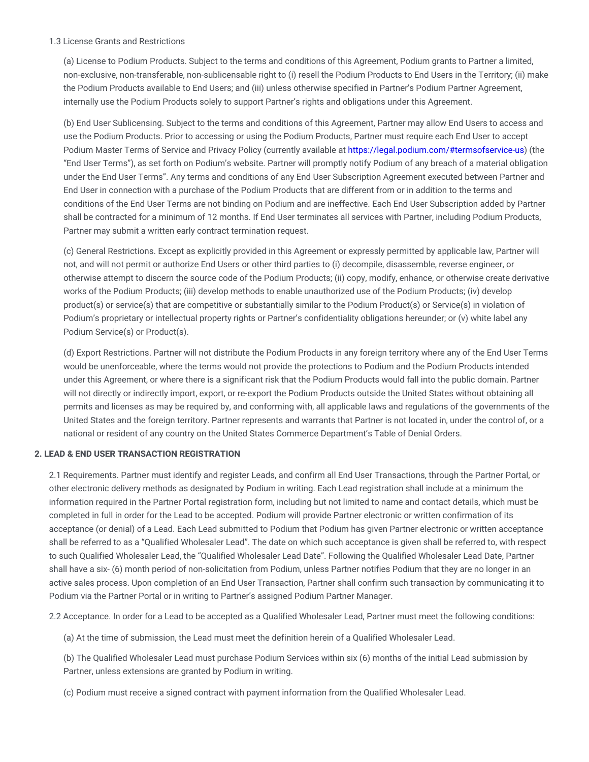1.3 License Grants and Restrictions

(a) License to Podium Products. Subject to the terms and conditions of this Agreement, Podium grants to Partner a limited, non-exclusive, non-transferable, non-sublicensable right to (i) resell the Podium Products to End Users in the Territory; (ii) make the Podium Products available to End Users; and (iii) unless otherwise specified in Partner's Podium Partner Agreement, internally use the Podium Products solely to support Partner's rights and obligations under this Agreement.

(b) End User Sublicensing. Subject to the terms and conditions of this Agreement, Partner may allow End Users to access and use the Podium Products. Prior to accessing or using the Podium Products, Partner must require each End User to accept Podium Master Terms of Service and Privacy Policy (currently available at https://legal.podium.com/#termsofservice-us) (the "End User Terms"), as set forth on Podium's website. Partner will promptly notify Podium of any breach of a material obligation under the End User Terms". Any terms and conditions of any End User Subscription Agreement executed between Partner and End User in connection with a purchase of the Podium Products that are different from or in addition to the terms and conditions of the End User Terms are not binding on Podium and are ineffective. Each End User Subscription added by Partner shall be contracted for a minimum of 12 months. If End User terminates all services with Partner, including Podium Products, Partner may submit a written early contract termination request.

(c) General Restrictions. Except as explicitly provided in this Agreement or expressly permitted by applicable law, Partner will not, and will not permit or authorize End Users or other third parties to (i) decompile, disassemble, reverse engineer, or otherwise attempt to discern the source code of the Podium Products; (ii) copy, modify, enhance, or otherwise create derivative works of the Podium Products; (iii) develop methods to enable unauthorized use of the Podium Products; (iv) develop product(s) or service(s) that are competitive or substantially similar to the Podium Product(s) or Service(s) in violation of Podium's proprietary or intellectual property rights or Partner's confidentiality obligations hereunder; or (v) white label any Podium Service(s) or Product(s).

(d) Export Restrictions. Partner will not distribute the Podium Products in any foreign territory where any of the End User Terms would be unenforceable, where the terms would not provide the protections to Podium and the Podium Products intended under this Agreement, or where there is a significant risk that the Podium Products would fall into the public domain. Partner will not directly or indirectly import, export, or re-export the Podium Products outside the United States without obtaining all permits and licenses as may be required by, and conforming with, all applicable laws and regulations of the governments of the United States and the foreign territory. Partner represents and warrants that Partner is not located in, under the control of, or a national or resident of any country on the United States Commerce Department's Table of Denial Orders.

## 2. LEAD & END USER TRANSACTION REGISTRATION

2.1 Requirements. Partner must identify and register Leads, and confirm all End User Transactions, through the Partner Portal, or other electronic delivery methods as designated by Podium in writing. Each Lead registration shall include at a minimum the information required in the Partner Portal registration form, including but not limited to name and contact details, which must be completed in full in order for the Lead to be accepted. Podium will provide Partner electronic or written confirmation of its acceptance (or denial) of a Lead. Each Lead submitted to Podium that Podium has given Partner electronic or written acceptance shall be referred to as a "Qualified Wholesaler Lead". The date on which such acceptance is given shall be referred to, with respect to such Qualified Wholesaler Lead, the "Qualified Wholesaler Lead Date". Following the Qualified Wholesaler Lead Date, Partner shall have a six- (6) month period of non-solicitation from Podium, unless Partner notifies Podium that they are no longer in an active sales process. Upon completion of an End User Transaction, Partner shall confirm such transaction by communicating it to Podium via the Partner Portal or in writing to Partner's assigned Podium Partner Manager.

2.2 Acceptance. In order for a Lead to be accepted as a Qualified Wholesaler Lead, Partner must meet the following conditions:

(a) At the time of submission, the Lead must meet the definition herein of a Qualified Wholesaler Lead.

(b) The Qualified Wholesaler Lead must purchase Podium Services within six (6) months of the initial Lead submission by Partner, unless extensions are granted by Podium in writing.

(c) Podium must receive a signed contract with payment information from the Qualified Wholesaler Lead.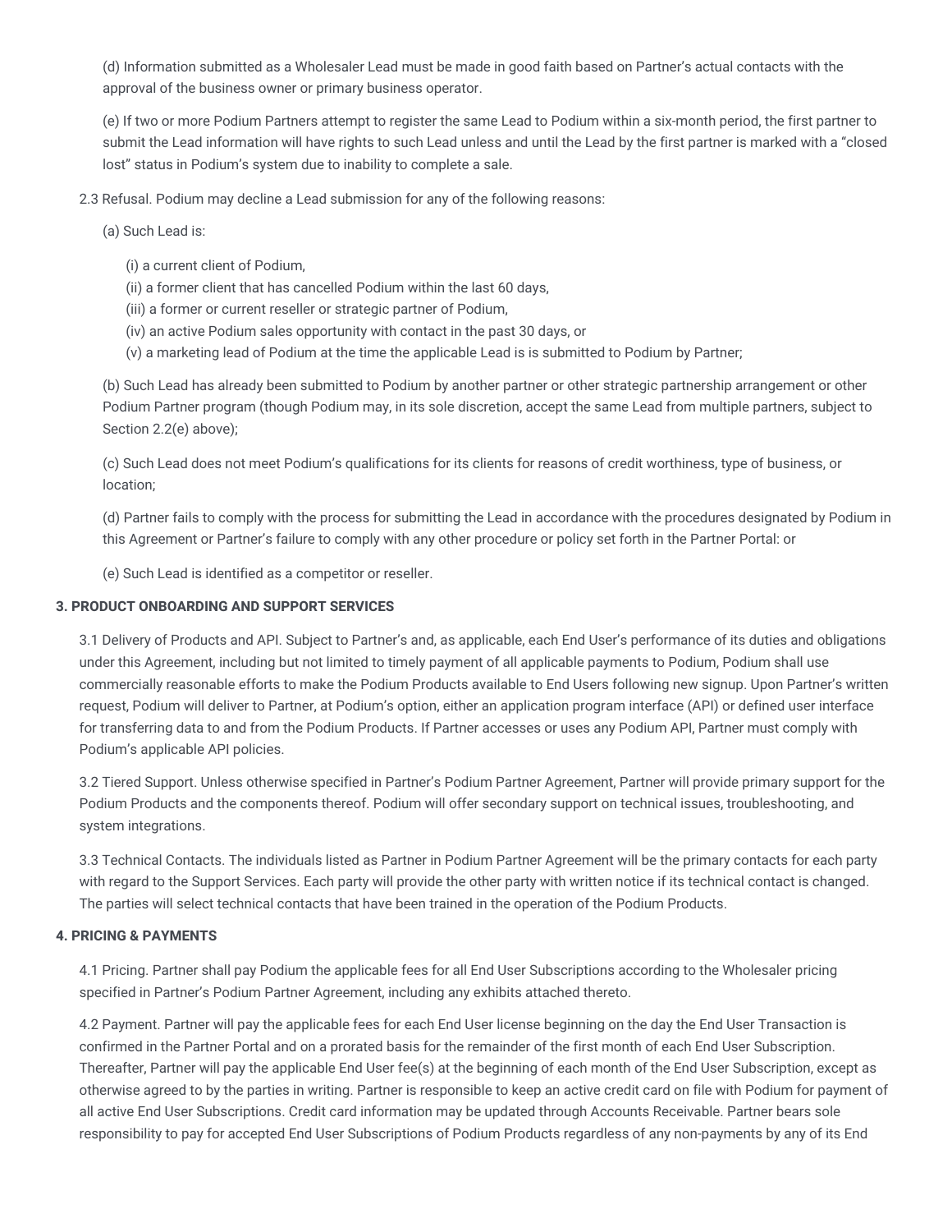(d) Information submitted as a Wholesaler Lead must be made in good faith based on Partner's actual contacts with the approval of the business owner or primary business operator.

(e) If two or more Podium Partners attempt to register the same Lead to Podium within a six-month period, the first partner to submit the Lead information will have rights to such Lead unless and until the Lead by the first partner is marked with a "closed lost" status in Podium's system due to inability to complete a sale.

2.3 Refusal. Podium may decline a Lead submission for any of the following reasons:

(a) Such Lead is:

(i) a current client of Podium,
(ii) a former client that has cancelled Podium within the last 60 days,
(iii) a former or current reseller or strategic partner of Podium,
(iv) an active Podium sales opportunity with contact in the past 30 days, or
(v) a marketing lead of Podium at the time the applicable Lead is is submitted to Podium by Partner;

(b) Such Lead has already been submitted to Podium by another partner or other strategic partnership arrangement or other Podium Partner program (though Podium may, in its sole discretion, accept the same Lead from multiple partners, subject to Section 2.2(e) above);

(c) Such Lead does not meet Podium's qualifications for its clients for reasons of credit worthiness, type of business, or location;

(d) Partner fails to comply with the process for submitting the Lead in accordance with the procedures designated by Podium in this Agreement or Partner's failure to comply with any other procedure or policy set forth in the Partner Portal: or

(e) Such Lead is identified as a competitor or reseller.

**3. PRODUCT ONBOARDING AND SUPPORT SERVICES**

3.1 Delivery of Products and API. Subject to Partner's and, as applicable, each End User's performance of its duties and obligations under this Agreement, including but not limited to timely payment of all applicable payments to Podium, Podium shall use commercially reasonable efforts to make the Podium Products available to End Users following new signup. Upon Partner's written request, Podium will deliver to Partner, at Podium's option, either an application program interface (API) or defined user interface for transferring data to and from the Podium Products. If Partner accesses or uses any Podium API, Partner must comply with Podium's applicable API policies.

3.2 Tiered Support. Unless otherwise specified in Partner's Podium Partner Agreement, Partner will provide primary support for the Podium Products and the components thereof. Podium will offer secondary support on technical issues, troubleshooting, and system integrations.

3.3 Technical Contacts. The individuals listed as Partner in Podium Partner Agreement will be the primary contacts for each party with regard to the Support Services. Each party will provide the other party with written notice if its technical contact is changed. The parties will select technical contacts that have been trained in the operation of the Podium Products.

**4. PRICING & PAYMENTS**

4.1 Pricing. Partner shall pay Podium the applicable fees for all End User Subscriptions according to the Wholesaler pricing specified in Partner's Podium Partner Agreement, including any exhibits attached thereto.

4.2 Payment. Partner will pay the applicable fees for each End User license beginning on the day the End User Transaction is confirmed in the Partner Portal and on a prorated basis for the remainder of the first month of each End User Subscription. Thereafter, Partner will pay the applicable End User fee(s) at the beginning of each month of the End User Subscription, except as otherwise agreed to by the parties in writing. Partner is responsible to keep an active credit card on file with Podium for payment of all active End User Subscriptions. Credit card information may be updated through Accounts Receivable. Partner bears sole responsibility to pay for accepted End User Subscriptions of Podium Products regardless of any non-payments by any of its End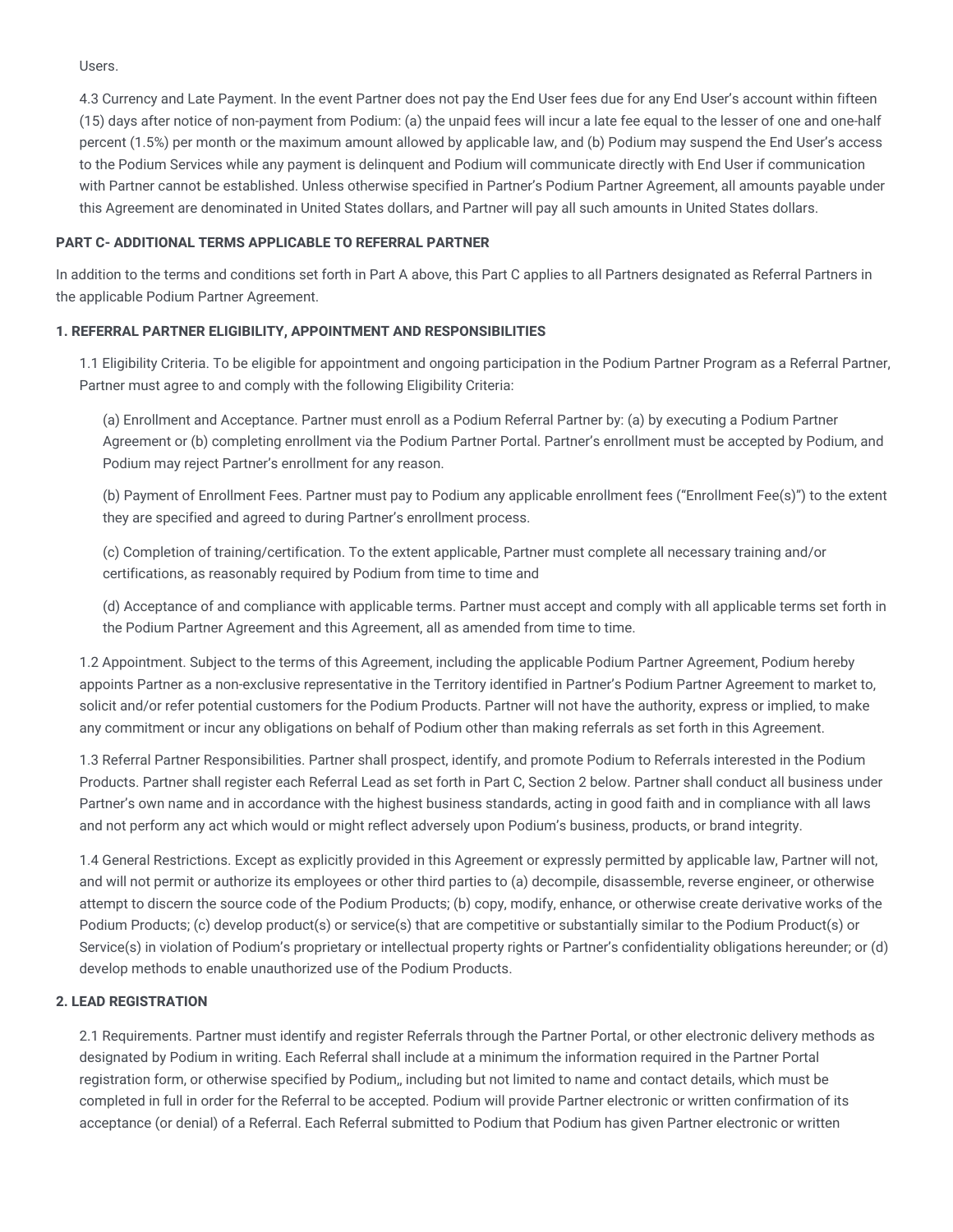Users.

4.3 Currency and Late Payment. In the event Partner does not pay the End User fees due for any End User's account within fifteen (15) days after notice of non-payment from Podium: (a) the unpaid fees will incur a late fee equal to the lesser of one and one-half percent (1.5%) per month or the maximum amount allowed by applicable law, and (b) Podium may suspend the End User's access to the Podium Services while any payment is delinquent and Podium will communicate directly with End User if communication with Partner cannot be established. Unless otherwise specified in Partner's Podium Partner Agreement, all amounts payable under this Agreement are denominated in United States dollars, and Partner will pay all such amounts in United States dollars.

**PART C- ADDITIONAL TERMS APPLICABLE TO REFERRAL PARTNER**

In addition to the terms and conditions set forth in Part A above, this Part C applies to all Partners designated as Referral Partners in the applicable Podium Partner Agreement.

**1. REFERRAL PARTNER ELIGIBILITY, APPOINTMENT AND RESPONSIBILITIES**

1.1 Eligibility Criteria. To be eligible for appointment and ongoing participation in the Podium Partner Program as a Referral Partner, Partner must agree to and comply with the following Eligibility Criteria:

(a) Enrollment and Acceptance. Partner must enroll as a Podium Referral Partner by: (a) by executing a Podium Partner Agreement or (b) completing enrollment via the Podium Partner Portal. Partner's enrollment must be accepted by Podium, and Podium may reject Partner's enrollment for any reason.

(b) Payment of Enrollment Fees. Partner must pay to Podium any applicable enrollment fees ("Enrollment Fee(s)") to the extent they are specified and agreed to during Partner's enrollment process.

(c) Completion of training/certification. To the extent applicable, Partner must complete all necessary training and/or certifications, as reasonably required by Podium from time to time and

(d) Acceptance of and compliance with applicable terms. Partner must accept and comply with all applicable terms set forth in the Podium Partner Agreement and this Agreement, all as amended from time to time.

1.2 Appointment. Subject to the terms of this Agreement, including the applicable Podium Partner Agreement, Podium hereby appoints Partner as a non-exclusive representative in the Territory identified in Partner's Podium Partner Agreement to market to, solicit and/or refer potential customers for the Podium Products. Partner will not have the authority, express or implied, to make any commitment or incur any obligations on behalf of Podium other than making referrals as set forth in this Agreement.

1.3 Referral Partner Responsibilities. Partner shall prospect, identify, and promote Podium to Referrals interested in the Podium Products. Partner shall register each Referral Lead as set forth in Part C, Section 2 below. Partner shall conduct all business under Partner's own name and in accordance with the highest business standards, acting in good faith and in compliance with all laws and not perform any act which would or might reflect adversely upon Podium's business, products, or brand integrity.

1.4 General Restrictions. Except as explicitly provided in this Agreement or expressly permitted by applicable law, Partner will not, and will not permit or authorize its employees or other third parties to (a) decompile, disassemble, reverse engineer, or otherwise attempt to discern the source code of the Podium Products; (b) copy, modify, enhance, or otherwise create derivative works of the Podium Products; (c) develop product(s) or service(s) that are competitive or substantially similar to the Podium Product(s) or Service(s) in violation of Podium's proprietary or intellectual property rights or Partner's confidentiality obligations hereunder; or (d) develop methods to enable unauthorized use of the Podium Products.

**2. LEAD REGISTRATION**

2.1 Requirements. Partner must identify and register Referrals through the Partner Portal, or other electronic delivery methods as designated by Podium in writing. Each Referral shall include at a minimum the information required in the Partner Portal registration form, or otherwise specified by Podium,, including but not limited to name and contact details, which must be completed in full in order for the Referral to be accepted. Podium will provide Partner electronic or written confirmation of its acceptance (or denial) of a Referral. Each Referral submitted to Podium that Podium has given Partner electronic or written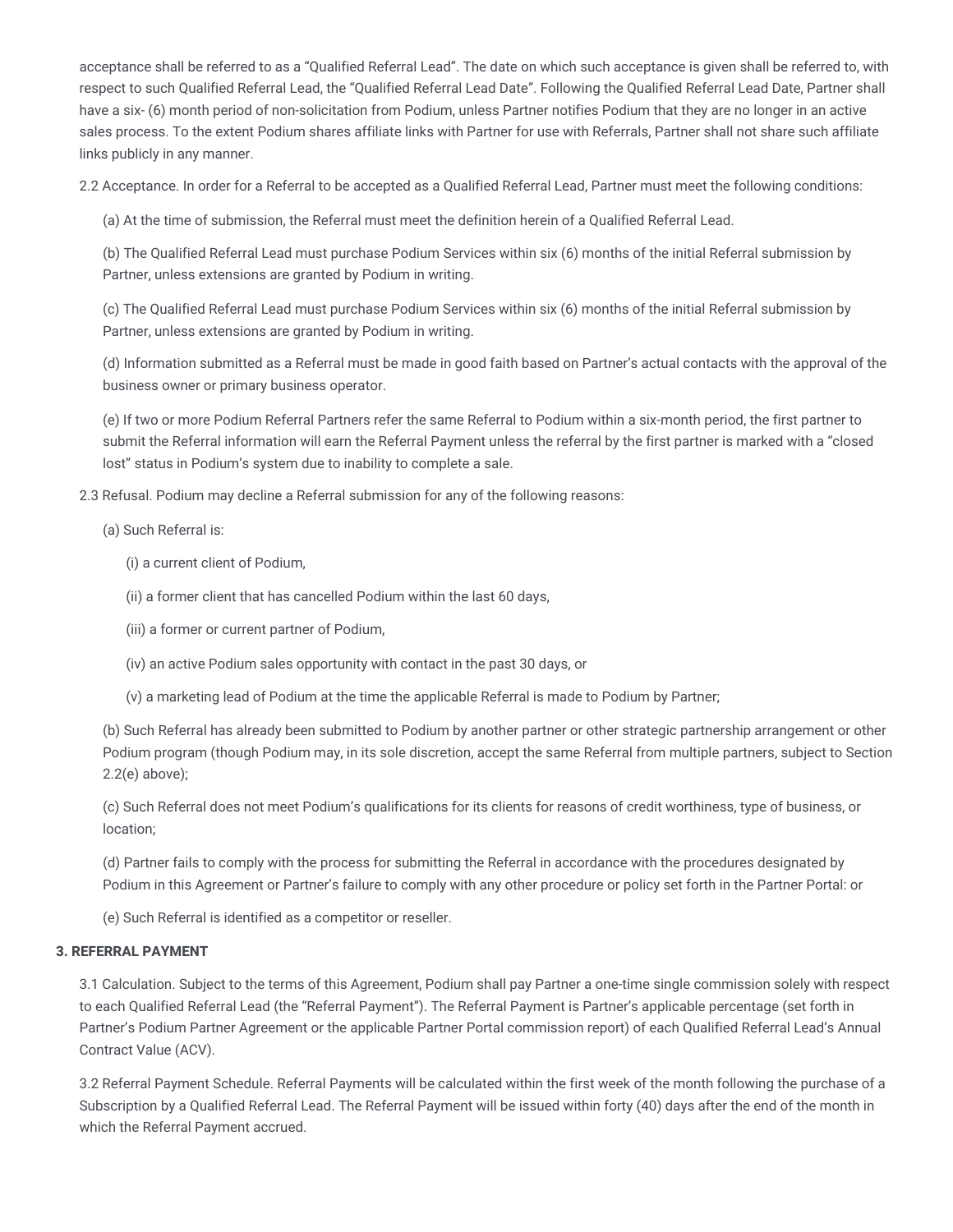acceptance shall be referred to as a "Qualified Referral Lead". The date on which such acceptance is given shall be referred to, with respect to such Qualified Referral Lead, the "Qualified Referral Lead Date". Following the Qualified Referral Lead Date, Partner shall have a six- (6) month period of non-solicitation from Podium, unless Partner notifies Podium that they are no longer in an active sales process. To the extent Podium shares affiliate links with Partner for use with Referrals, Partner shall not share such affiliate links publicly in any manner.

2.2 Acceptance. In order for a Referral to be accepted as a Qualified Referral Lead, Partner must meet the following conditions:

(a) At the time of submission, the Referral must meet the definition herein of a Qualified Referral Lead.

(b) The Qualified Referral Lead must purchase Podium Services within six (6) months of the initial Referral submission by Partner, unless extensions are granted by Podium in writing.

(c) The Qualified Referral Lead must purchase Podium Services within six (6) months of the initial Referral submission by Partner, unless extensions are granted by Podium in writing.

(d) Information submitted as a Referral must be made in good faith based on Partner's actual contacts with the approval of the business owner or primary business operator.

(e) If two or more Podium Referral Partners refer the same Referral to Podium within a six-month period, the first partner to submit the Referral information will earn the Referral Payment unless the referral by the first partner is marked with a "closed lost" status in Podium's system due to inability to complete a sale.

2.3 Refusal. Podium may decline a Referral submission for any of the following reasons:

(a) Such Referral is:

(i) a current client of Podium,

(ii) a former client that has cancelled Podium within the last 60 days,

(iii) a former or current partner of Podium,

(iv) an active Podium sales opportunity with contact in the past 30 days, or

(v) a marketing lead of Podium at the time the applicable Referral is made to Podium by Partner;

(b) Such Referral has already been submitted to Podium by another partner or other strategic partnership arrangement or other Podium program (though Podium may, in its sole discretion, accept the same Referral from multiple partners, subject to Section 2.2(e) above);

(c) Such Referral does not meet Podium's qualifications for its clients for reasons of credit worthiness, type of business, or location;

(d) Partner fails to comply with the process for submitting the Referral in accordance with the procedures designated by Podium in this Agreement or Partner's failure to comply with any other procedure or policy set forth in the Partner Portal: or

(e) Such Referral is identified as a competitor or reseller.

**3. REFERRAL PAYMENT**

3.1 Calculation. Subject to the terms of this Agreement, Podium shall pay Partner a one-time single commission solely with respect to each Qualified Referral Lead (the "Referral Payment"). The Referral Payment is Partner's applicable percentage (set forth in Partner's Podium Partner Agreement or the applicable Partner Portal commission report) of each Qualified Referral Lead's Annual Contract Value (ACV).

3.2 Referral Payment Schedule. Referral Payments will be calculated within the first week of the month following the purchase of a Subscription by a Qualified Referral Lead. The Referral Payment will be issued within forty (40) days after the end of the month in which the Referral Payment accrued.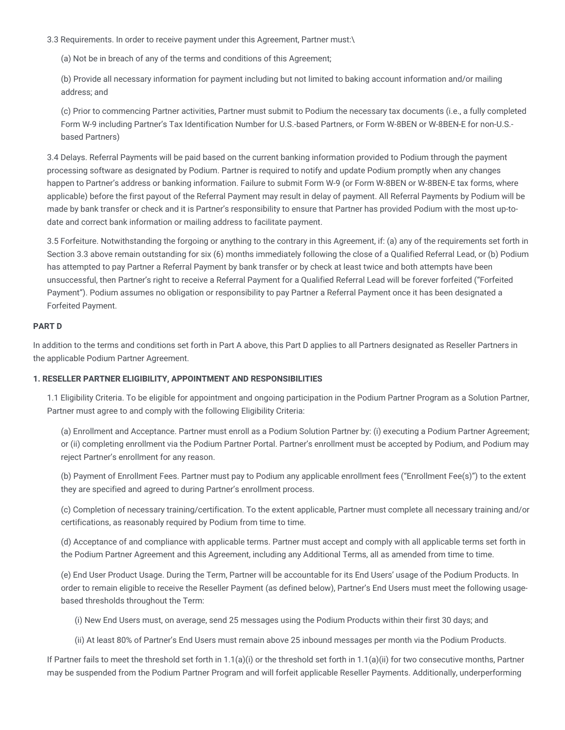3.3 Requirements. In order to receive payment under this Agreement, Partner must:\

(a) Not be in breach of any of the terms and conditions of this Agreement;

(b) Provide all necessary information for payment including but not limited to baking account information and/or mailing address; and

(c) Prior to commencing Partner activities, Partner must submit to Podium the necessary tax documents (i.e., a fully completed Form W-9 including Partner's Tax Identification Number for U.S.-based Partners, or Form W-8BEN or W-8BEN-E for non-U.S.-based Partners)

3.4 Delays. Referral Payments will be paid based on the current banking information provided to Podium through the payment processing software as designated by Podium. Partner is required to notify and update Podium promptly when any changes happen to Partner's address or banking information. Failure to submit Form W-9 (or Form W-8BEN or W-8BEN-E tax forms, where applicable) before the first payout of the Referral Payment may result in delay of payment. All Referral Payments by Podium will be made by bank transfer or check and it is Partner's responsibility to ensure that Partner has provided Podium with the most up-to-date and correct bank information or mailing address to facilitate payment.

3.5 Forfeiture. Notwithstanding the forgoing or anything to the contrary in this Agreement, if: (a) any of the requirements set forth in Section 3.3 above remain outstanding for six (6) months immediately following the close of a Qualified Referral Lead, or (b) Podium has attempted to pay Partner a Referral Payment by bank transfer or by check at least twice and both attempts have been unsuccessful, then Partner's right to receive a Referral Payment for a Qualified Referral Lead will be forever forfeited ("Forfeited Payment"). Podium assumes no obligation or responsibility to pay Partner a Referral Payment once it has been designated a Forfeited Payment.

**PART D**

In addition to the terms and conditions set forth in Part A above, this Part D applies to all Partners designated as Reseller Partners in the applicable Podium Partner Agreement.

**1. RESELLER PARTNER ELIGIBILITY, APPOINTMENT AND RESPONSIBILITIES**

1.1 Eligibility Criteria. To be eligible for appointment and ongoing participation in the Podium Partner Program as a Solution Partner, Partner must agree to and comply with the following Eligibility Criteria:

(a) Enrollment and Acceptance. Partner must enroll as a Podium Solution Partner by: (i) executing a Podium Partner Agreement; or (ii) completing enrollment via the Podium Partner Portal. Partner's enrollment must be accepted by Podium, and Podium may reject Partner's enrollment for any reason.

(b) Payment of Enrollment Fees. Partner must pay to Podium any applicable enrollment fees ("Enrollment Fee(s)") to the extent they are specified and agreed to during Partner's enrollment process.

(c) Completion of necessary training/certification. To the extent applicable, Partner must complete all necessary training and/or certifications, as reasonably required by Podium from time to time.

(d) Acceptance of and compliance with applicable terms. Partner must accept and comply with all applicable terms set forth in the Podium Partner Agreement and this Agreement, including any Additional Terms, all as amended from time to time.

(e) End User Product Usage. During the Term, Partner will be accountable for its End Users' usage of the Podium Products. In order to remain eligible to receive the Reseller Payment (as defined below), Partner's End Users must meet the following usage-based thresholds throughout the Term:

(i) New End Users must, on average, send 25 messages using the Podium Products within their first 30 days; and

(ii) At least 80% of Partner's End Users must remain above 25 inbound messages per month via the Podium Products.

If Partner fails to meet the threshold set forth in 1.1(a)(i) or the threshold set forth in 1.1(a)(ii) for two consecutive months, Partner may be suspended from the Podium Partner Program and will forfeit applicable Reseller Payments. Additionally, underperforming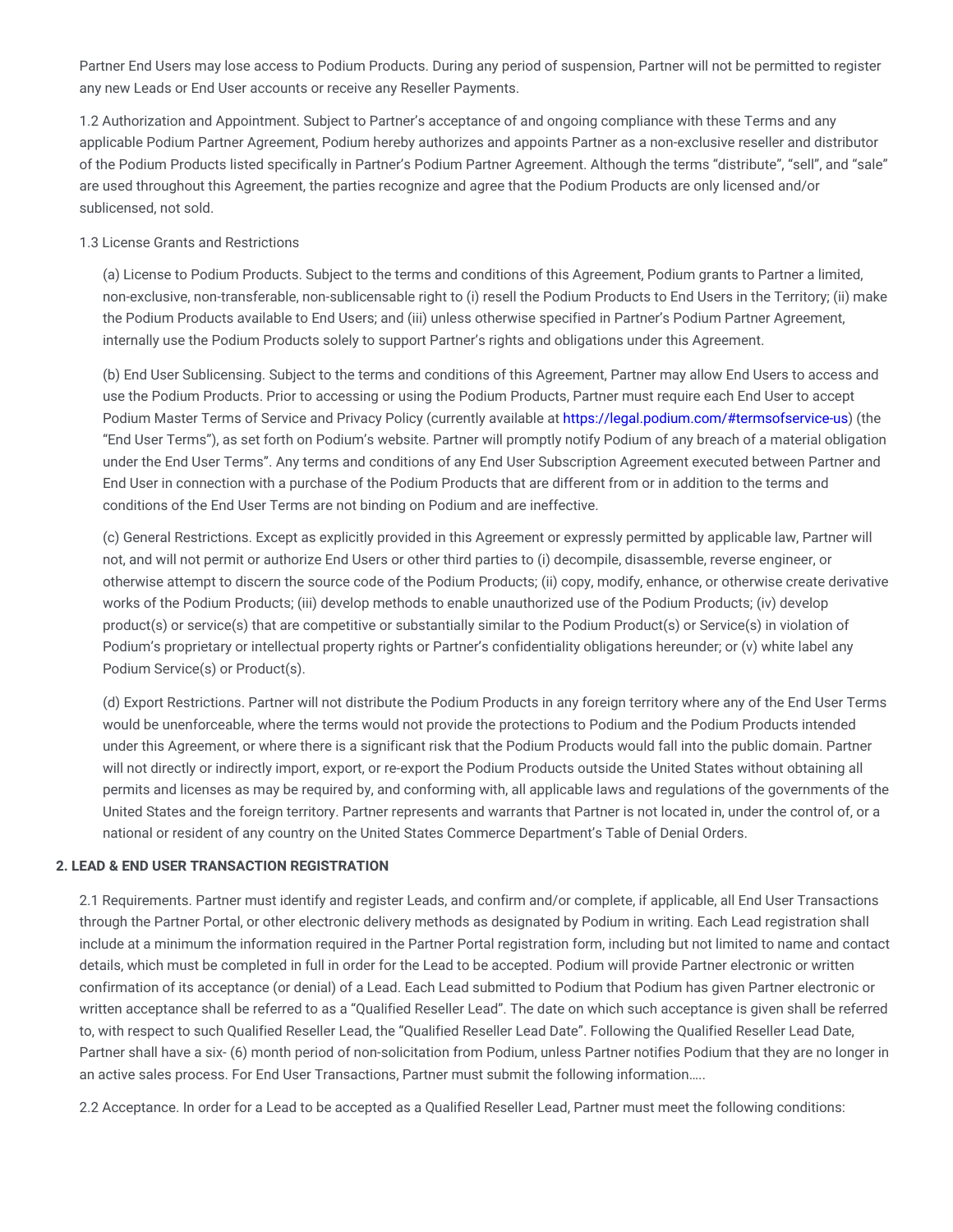Partner End Users may lose access to Podium Products. During any period of suspension, Partner will not be permitted to register any new Leads or End User accounts or receive any Reseller Payments.

1.2 Authorization and Appointment. Subject to Partner's acceptance of and ongoing compliance with these Terms and any applicable Podium Partner Agreement, Podium hereby authorizes and appoints Partner as a non-exclusive reseller and distributor of the Podium Products listed specifically in Partner's Podium Partner Agreement. Although the terms "distribute", "sell", and "sale" are used throughout this Agreement, the parties recognize and agree that the Podium Products are only licensed and/or sublicensed, not sold.

1.3 License Grants and Restrictions

(a) License to Podium Products. Subject to the terms and conditions of this Agreement, Podium grants to Partner a limited, non-exclusive, non-transferable, non-sublicensable right to (i) resell the Podium Products to End Users in the Territory; (ii) make the Podium Products available to End Users; and (iii) unless otherwise specified in Partner's Podium Partner Agreement, internally use the Podium Products solely to support Partner's rights and obligations under this Agreement.

(b) End User Sublicensing. Subject to the terms and conditions of this Agreement, Partner may allow End Users to access and use the Podium Products. Prior to accessing or using the Podium Products, Partner must require each End User to accept Podium Master Terms of Service and Privacy Policy (currently available at https://legal.podium.com/#termsofservice-us) (the "End User Terms"), as set forth on Podium's website. Partner will promptly notify Podium of any breach of a material obligation under the End User Terms". Any terms and conditions of any End User Subscription Agreement executed between Partner and End User in connection with a purchase of the Podium Products that are different from or in addition to the terms and conditions of the End User Terms are not binding on Podium and are ineffective.

(c) General Restrictions. Except as explicitly provided in this Agreement or expressly permitted by applicable law, Partner will not, and will not permit or authorize End Users or other third parties to (i) decompile, disassemble, reverse engineer, or otherwise attempt to discern the source code of the Podium Products; (ii) copy, modify, enhance, or otherwise create derivative works of the Podium Products; (iii) develop methods to enable unauthorized use of the Podium Products; (iv) develop product(s) or service(s) that are competitive or substantially similar to the Podium Product(s) or Service(s) in violation of Podium's proprietary or intellectual property rights or Partner's confidentiality obligations hereunder; or (v) white label any Podium Service(s) or Product(s).

(d) Export Restrictions. Partner will not distribute the Podium Products in any foreign territory where any of the End User Terms would be unenforceable, where the terms would not provide the protections to Podium and the Podium Products intended under this Agreement, or where there is a significant risk that the Podium Products would fall into the public domain. Partner will not directly or indirectly import, export, or re-export the Podium Products outside the United States without obtaining all permits and licenses as may be required by, and conforming with, all applicable laws and regulations of the governments of the United States and the foreign territory. Partner represents and warrants that Partner is not located in, under the control of, or a national or resident of any country on the United States Commerce Department's Table of Denial Orders.

**2. LEAD & END USER TRANSACTION REGISTRATION**

2.1 Requirements. Partner must identify and register Leads, and confirm and/or complete, if applicable, all End User Transactions through the Partner Portal, or other electronic delivery methods as designated by Podium in writing. Each Lead registration shall include at a minimum the information required in the Partner Portal registration form, including but not limited to name and contact details, which must be completed in full in order for the Lead to be accepted. Podium will provide Partner electronic or written confirmation of its acceptance (or denial) of a Lead. Each Lead submitted to Podium that Podium has given Partner electronic or written acceptance shall be referred to as a "Qualified Reseller Lead". The date on which such acceptance is given shall be referred to, with respect to such Qualified Reseller Lead, the "Qualified Reseller Lead Date". Following the Qualified Reseller Lead Date, Partner shall have a six- (6) month period of non-solicitation from Podium, unless Partner notifies Podium that they are no longer in an active sales process. For End User Transactions, Partner must submit the following information…..

2.2 Acceptance. In order for a Lead to be accepted as a Qualified Reseller Lead, Partner must meet the following conditions: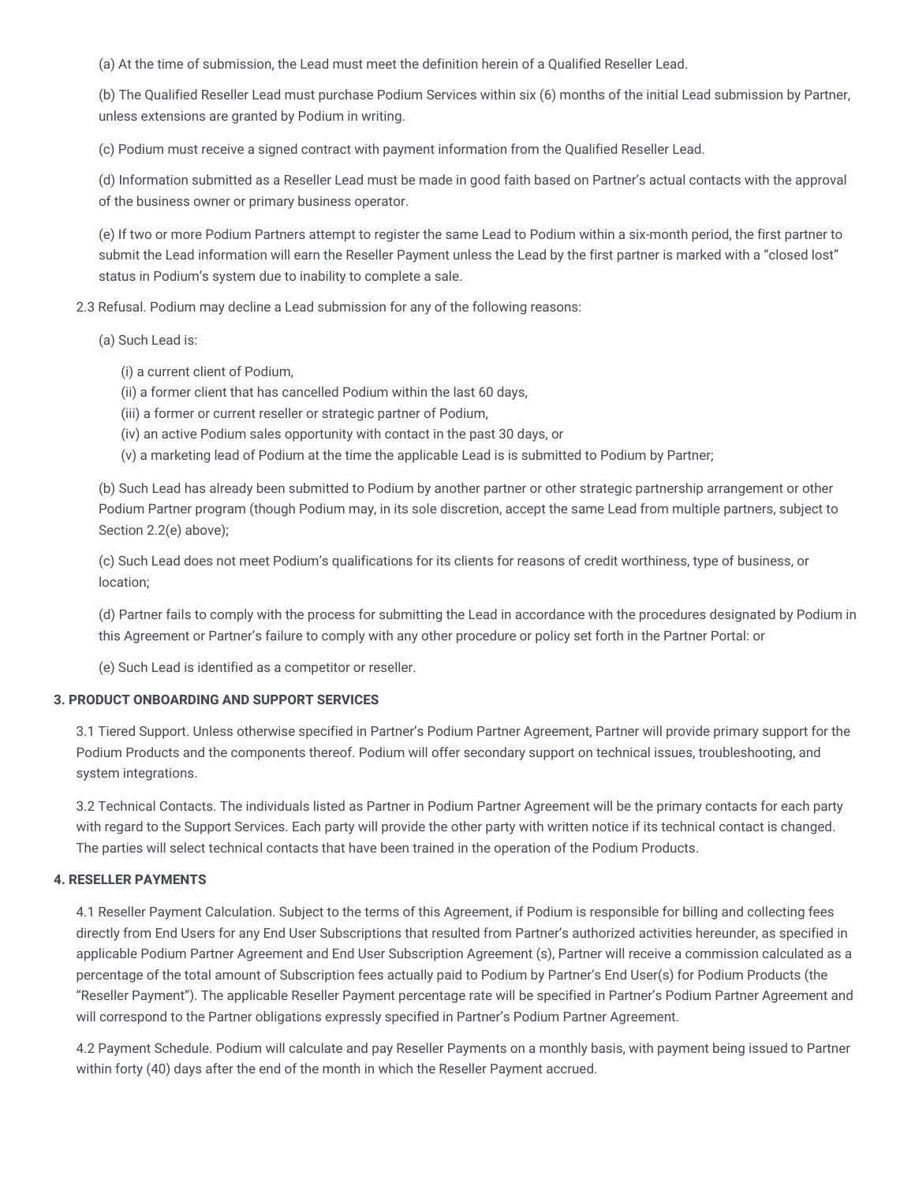(a) At the time of submission, the Lead must meet the definition herein of a Qualified Reseller Lead.

(b) The Qualified Reseller Lead must purchase Podium Services within six (6) months of the initial Lead submission by Partner, unless extensions are granted by Podium in writing.

(c) Podium must receive a signed contract with payment information from the Qualified Reseller Lead.

(d) Information submitted as a Reseller Lead must be made in good faith based on Partner's actual contacts with the approval of the business owner or primary business operator.

(e) If two or more Podium Partners attempt to register the same Lead to Podium within a six-month period, the first partner to submit the Lead information will earn the Reseller Payment unless the Lead by the first partner is marked with a "closed lost" status in Podium's system due to inability to complete a sale.

2.3 Refusal. Podium may decline a Lead submission for any of the following reasons:

(a) Such Lead is:

(i) a current client of Podium,
(ii) a former client that has cancelled Podium within the last 60 days,
(iii) a former or current reseller or strategic partner of Podium,
(iv) an active Podium sales opportunity with contact in the past 30 days, or
(v) a marketing lead of Podium at the time the applicable Lead is is submitted to Podium by Partner;

(b) Such Lead has already been submitted to Podium by another partner or other strategic partnership arrangement or other Podium Partner program (though Podium may, in its sole discretion, accept the same Lead from multiple partners, subject to Section 2.2(e) above);

(c) Such Lead does not meet Podium's qualifications for its clients for reasons of credit worthiness, type of business, or location;

(d) Partner fails to comply with the process for submitting the Lead in accordance with the procedures designated by Podium in this Agreement or Partner's failure to comply with any other procedure or policy set forth in the Partner Portal: or

(e) Such Lead is identified as a competitor or reseller.

**3. PRODUCT ONBOARDING AND SUPPORT SERVICES**

3.1 Tiered Support. Unless otherwise specified in Partner's Podium Partner Agreement, Partner will provide primary support for the Podium Products and the components thereof. Podium will offer secondary support on technical issues, troubleshooting, and system integrations.

3.2 Technical Contacts. The individuals listed as Partner in Podium Partner Agreement will be the primary contacts for each party with regard to the Support Services. Each party will provide the other party with written notice if its technical contact is changed. The parties will select technical contacts that have been trained in the operation of the Podium Products.

**4. RESELLER PAYMENTS**

4.1 Reseller Payment Calculation. Subject to the terms of this Agreement, if Podium is responsible for billing and collecting fees directly from End Users for any End User Subscriptions that resulted from Partner's authorized activities hereunder, as specified in applicable Podium Partner Agreement and End User Subscription Agreement (s), Partner will receive a commission calculated as a percentage of the total amount of Subscription fees actually paid to Podium by Partner's End User(s) for Podium Products (the "Reseller Payment"). The applicable Reseller Payment percentage rate will be specified in Partner's Podium Partner Agreement and will correspond to the Partner obligations expressly specified in Partner's Podium Partner Agreement.

4.2 Payment Schedule. Podium will calculate and pay Reseller Payments on a monthly basis, with payment being issued to Partner within forty (40) days after the end of the month in which the Reseller Payment accrued.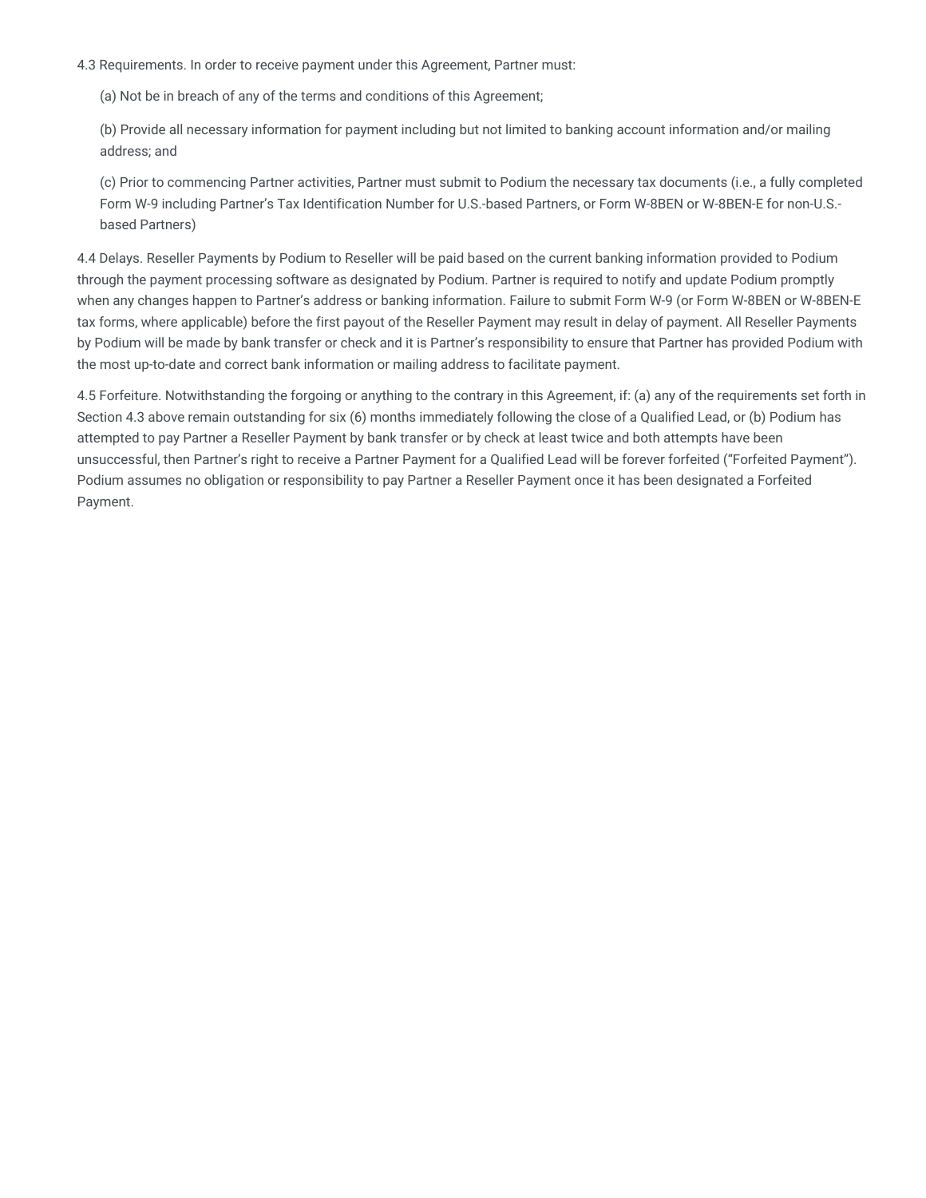4.3 Requirements. In order to receive payment under this Agreement, Partner must:

(a) Not be in breach of any of the terms and conditions of this Agreement;

(b) Provide all necessary information for payment including but not limited to banking account information and/or mailing address; and

(c) Prior to commencing Partner activities, Partner must submit to Podium the necessary tax documents (i.e., a fully completed Form W-9 including Partner's Tax Identification Number for U.S.-based Partners, or Form W-8BEN or W-8BEN-E for non-U.S.-based Partners)

4.4 Delays. Reseller Payments by Podium to Reseller will be paid based on the current banking information provided to Podium through the payment processing software as designated by Podium. Partner is required to notify and update Podium promptly when any changes happen to Partner's address or banking information. Failure to submit Form W-9 (or Form W-8BEN or W-8BEN-E tax forms, where applicable) before the first payout of the Reseller Payment may result in delay of payment. All Reseller Payments by Podium will be made by bank transfer or check and it is Partner's responsibility to ensure that Partner has provided Podium with the most up-to-date and correct bank information or mailing address to facilitate payment.

4.5 Forfeiture. Notwithstanding the forgoing or anything to the contrary in this Agreement, if: (a) any of the requirements set forth in Section 4.3 above remain outstanding for six (6) months immediately following the close of a Qualified Lead, or (b) Podium has attempted to pay Partner a Reseller Payment by bank transfer or by check at least twice and both attempts have been unsuccessful, then Partner's right to receive a Partner Payment for a Qualified Lead will be forever forfeited ("Forfeited Payment"). Podium assumes no obligation or responsibility to pay Partner a Reseller Payment once it has been designated a Forfeited Payment.